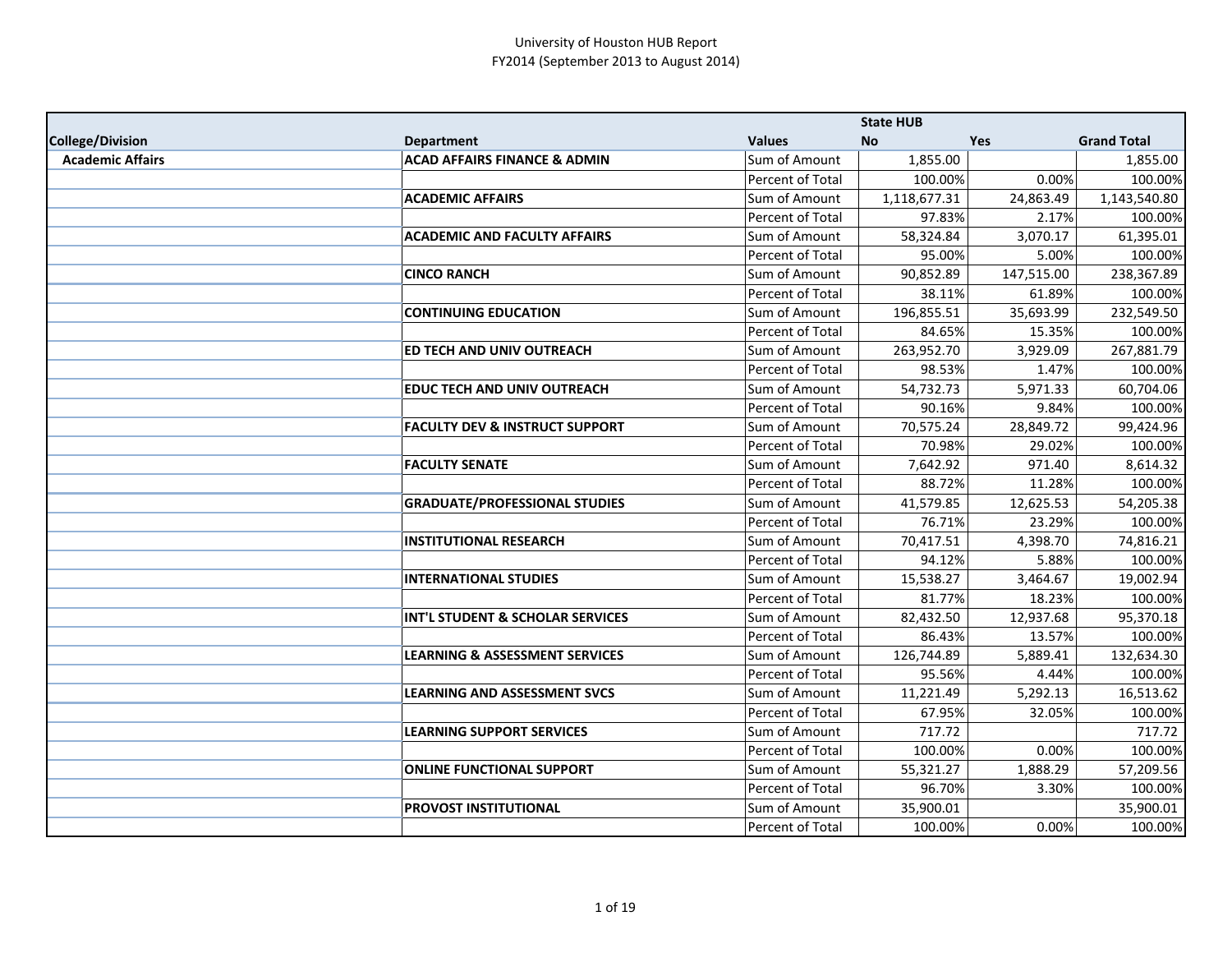University of Houston HUB Report
FY2014 (September 2013 to August 2014)

| | | | State HUB | | |
|---|---|---|---|---|---|
| **College/Division** | **Department** | **Values** | **No** | **Yes** | **Grand Total** |
| **Academic Affairs** | **ACAD AFFAIRS FINANCE & ADMIN** | Sum of Amount | 1,855.00 | | 1,855.00 |
| | | Percent of Total | 100.00% | 0.00% | 100.00% |
| | **ACADEMIC AFFAIRS** | Sum of Amount | 1,118,677.31 | 24,863.49 | 1,143,540.80 |
| | | Percent of Total | 97.83% | 2.17% | 100.00% |
| | **ACADEMIC AND FACULTY AFFAIRS** | Sum of Amount | 58,324.84 | 3,070.17 | 61,395.01 |
| | | Percent of Total | 95.00% | 5.00% | 100.00% |
| | **CINCO RANCH** | Sum of Amount | 90,852.89 | 147,515.00 | 238,367.89 |
| | | Percent of Total | 38.11% | 61.89% | 100.00% |
| | **CONTINUING EDUCATION** | Sum of Amount | 196,855.51 | 35,693.99 | 232,549.50 |
| | | Percent of Total | 84.65% | 15.35% | 100.00% |
| | **ED TECH AND UNIV OUTREACH** | Sum of Amount | 263,952.70 | 3,929.09 | 267,881.79 |
| | | Percent of Total | 98.53% | 1.47% | 100.00% |
| | **EDUC TECH AND UNIV OUTREACH** | Sum of Amount | 54,732.73 | 5,971.33 | 60,704.06 |
| | | Percent of Total | 90.16% | 9.84% | 100.00% |
| | **FACULTY DEV & INSTRUCT SUPPORT** | Sum of Amount | 70,575.24 | 28,849.72 | 99,424.96 |
| | | Percent of Total | 70.98% | 29.02% | 100.00% |
| | **FACULTY SENATE** | Sum of Amount | 7,642.92 | 971.40 | 8,614.32 |
| | | Percent of Total | 88.72% | 11.28% | 100.00% |
| | **GRADUATE/PROFESSIONAL STUDIES** | Sum of Amount | 41,579.85 | 12,625.53 | 54,205.38 |
| | | Percent of Total | 76.71% | 23.29% | 100.00% |
| | **INSTITUTIONAL RESEARCH** | Sum of Amount | 70,417.51 | 4,398.70 | 74,816.21 |
| | | Percent of Total | 94.12% | 5.88% | 100.00% |
| | **INTERNATIONAL STUDIES** | Sum of Amount | 15,538.27 | 3,464.67 | 19,002.94 |
| | | Percent of Total | 81.77% | 18.23% | 100.00% |
| | **INT'L STUDENT & SCHOLAR SERVICES** | Sum of Amount | 82,432.50 | 12,937.68 | 95,370.18 |
| | | Percent of Total | 86.43% | 13.57% | 100.00% |
| | **LEARNING & ASSESSMENT SERVICES** | Sum of Amount | 126,744.89 | 5,889.41 | 132,634.30 |
| | | Percent of Total | 95.56% | 4.44% | 100.00% |
| | **LEARNING AND ASSESSMENT SVCS** | Sum of Amount | 11,221.49 | 5,292.13 | 16,513.62 |
| | | Percent of Total | 67.95% | 32.05% | 100.00% |
| | **LEARNING SUPPORT SERVICES** | Sum of Amount | 717.72 | | 717.72 |
| | | Percent of Total | 100.00% | 0.00% | 100.00% |
| | **ONLINE FUNCTIONAL SUPPORT** | Sum of Amount | 55,321.27 | 1,888.29 | 57,209.56 |
| | | Percent of Total | 96.70% | 3.30% | 100.00% |
| | **PROVOST INSTITUTIONAL** | Sum of Amount | 35,900.01 | | 35,900.01 |
| | | Percent of Total | 100.00% | 0.00% | 100.00% |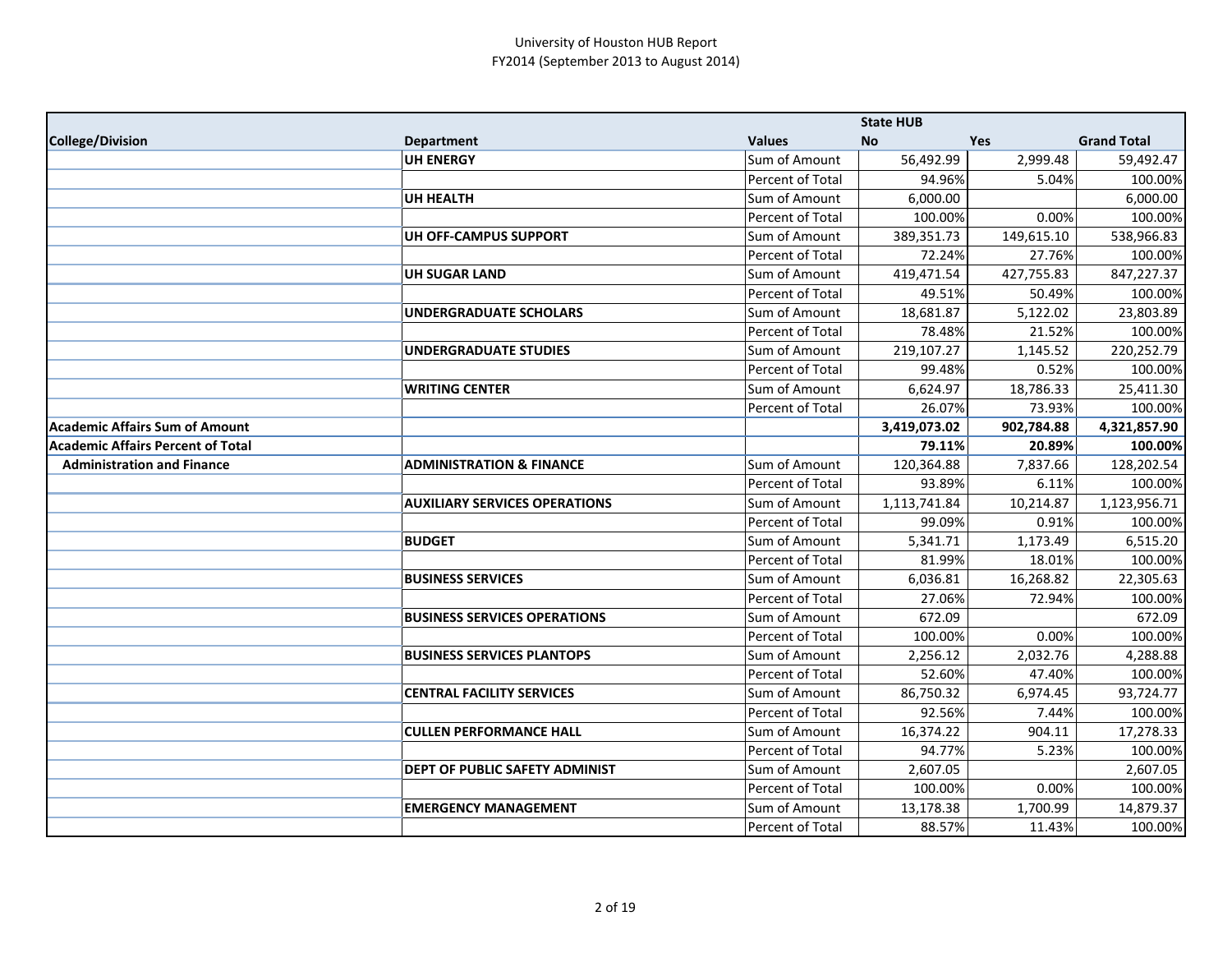University of Houston HUB Report
FY2014 (September 2013 to August 2014)

| College/Division | Department | Values | State HUB No | Yes | Grand Total |
|---|---|---|---|---|---|
| | **UH ENERGY** | Sum of Amount | 56,492.99 | 2,999.48 | 59,492.47 |
| | | Percent of Total | 94.96% | 5.04% | 100.00% |
| | **UH HEALTH** | Sum of Amount | 6,000.00 | | 6,000.00 |
| | | Percent of Total | 100.00% | 0.00% | 100.00% |
| | **UH OFF-CAMPUS SUPPORT** | Sum of Amount | 389,351.73 | 149,615.10 | 538,966.83 |
| | | Percent of Total | 72.24% | 27.76% | 100.00% |
| | **UH SUGAR LAND** | Sum of Amount | 419,471.54 | 427,755.83 | 847,227.37 |
| | | Percent of Total | 49.51% | 50.49% | 100.00% |
| | **UNDERGRADUATE SCHOLARS** | Sum of Amount | 18,681.87 | 5,122.02 | 23,803.89 |
| | | Percent of Total | 78.48% | 21.52% | 100.00% |
| | **UNDERGRADUATE STUDIES** | Sum of Amount | 219,107.27 | 1,145.52 | 220,252.79 |
| | | Percent of Total | 99.48% | 0.52% | 100.00% |
| | **WRITING CENTER** | Sum of Amount | 6,624.97 | 18,786.33 | 25,411.30 |
| | | Percent of Total | 26.07% | 73.93% | 100.00% |
| **Academic Affairs Sum of Amount** | | | **3,419,073.02** | **902,784.88** | **4,321,857.90** |
| **Academic Affairs Percent of Total** | | | **79.11%** | **20.89%** | **100.00%** |
| **Administration and Finance** | **ADMINISTRATION & FINANCE** | Sum of Amount | 120,364.88 | 7,837.66 | 128,202.54 |
| | | Percent of Total | 93.89% | 6.11% | 100.00% |
| | **AUXILIARY SERVICES OPERATIONS** | Sum of Amount | 1,113,741.84 | 10,214.87 | 1,123,956.71 |
| | | Percent of Total | 99.09% | 0.91% | 100.00% |
| | **BUDGET** | Sum of Amount | 5,341.71 | 1,173.49 | 6,515.20 |
| | | Percent of Total | 81.99% | 18.01% | 100.00% |
| | **BUSINESS SERVICES** | Sum of Amount | 6,036.81 | 16,268.82 | 22,305.63 |
| | | Percent of Total | 27.06% | 72.94% | 100.00% |
| | **BUSINESS SERVICES OPERATIONS** | Sum of Amount | 672.09 | | 672.09 |
| | | Percent of Total | 100.00% | 0.00% | 100.00% |
| | **BUSINESS SERVICES PLANTOPS** | Sum of Amount | 2,256.12 | 2,032.76 | 4,288.88 |
| | | Percent of Total | 52.60% | 47.40% | 100.00% |
| | **CENTRAL FACILITY SERVICES** | Sum of Amount | 86,750.32 | 6,974.45 | 93,724.77 |
| | | Percent of Total | 92.56% | 7.44% | 100.00% |
| | **CULLEN PERFORMANCE HALL** | Sum of Amount | 16,374.22 | 904.11 | 17,278.33 |
| | | Percent of Total | 94.77% | 5.23% | 100.00% |
| | **DEPT OF PUBLIC SAFETY ADMINIST** | Sum of Amount | 2,607.05 | | 2,607.05 |
| | | Percent of Total | 100.00% | 0.00% | 100.00% |
| | **EMERGENCY MANAGEMENT** | Sum of Amount | 13,178.38 | 1,700.99 | 14,879.37 |
| | | Percent of Total | 88.57% | 11.43% | 100.00% |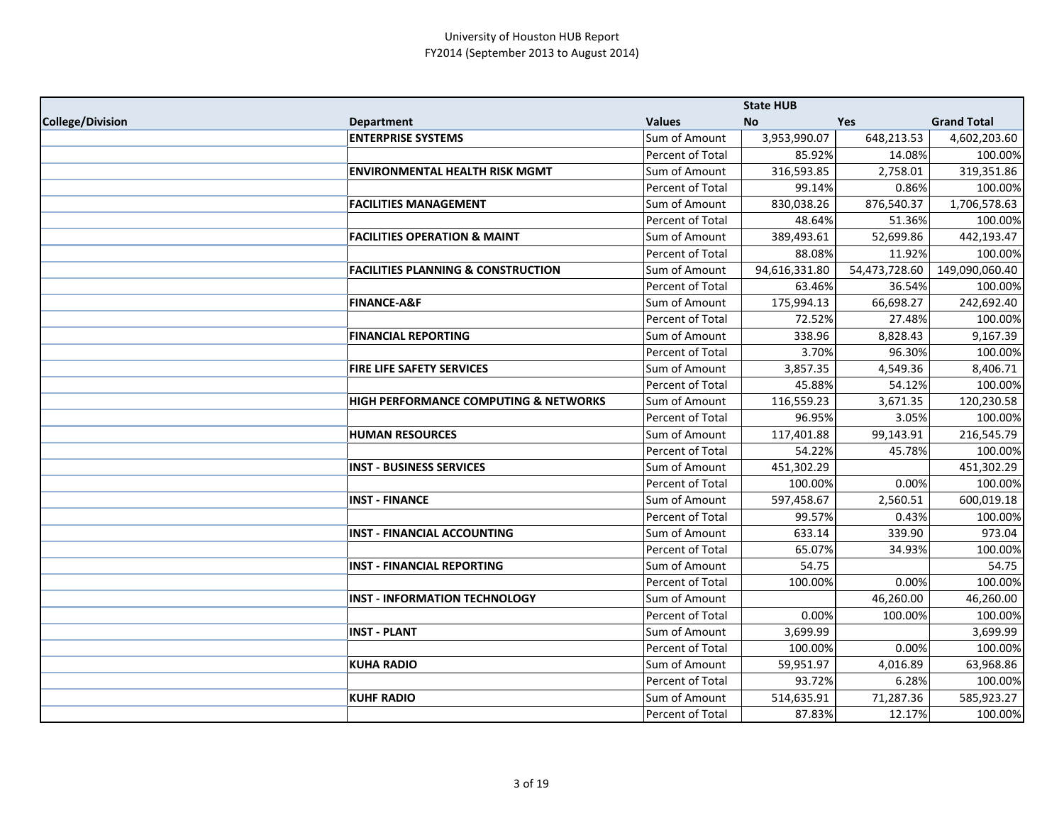# University of Houston HUB Report
## FY2014 (September 2013 to August 2014)

| College/Division | Department | Values | State HUB No | Yes | Grand Total |
|---|---|---|---|---|---|
| | **ENTERPRISE SYSTEMS** | Sum of Amount | 3,953,990.07 | 648,213.53 | 4,602,203.60 |
| | | Percent of Total | 85.92% | 14.08% | 100.00% |
| | **ENVIRONMENTAL HEALTH RISK MGMT** | Sum of Amount | 316,593.85 | 2,758.01 | 319,351.86 |
| | | Percent of Total | 99.14% | 0.86% | 100.00% |
| | **FACILITIES MANAGEMENT** | Sum of Amount | 830,038.26 | 876,540.37 | 1,706,578.63 |
| | | Percent of Total | 48.64% | 51.36% | 100.00% |
| | **FACILITIES OPERATION & MAINT** | Sum of Amount | 389,493.61 | 52,699.86 | 442,193.47 |
| | | Percent of Total | 88.08% | 11.92% | 100.00% |
| | **FACILITIES PLANNING & CONSTRUCTION** | Sum of Amount | 94,616,331.80 | 54,473,728.60 | 149,090,060.40 |
| | | Percent of Total | 63.46% | 36.54% | 100.00% |
| | **FINANCE-A&F** | Sum of Amount | 175,994.13 | 66,698.27 | 242,692.40 |
| | | Percent of Total | 72.52% | 27.48% | 100.00% |
| | **FINANCIAL REPORTING** | Sum of Amount | 338.96 | 8,828.43 | 9,167.39 |
| | | Percent of Total | 3.70% | 96.30% | 100.00% |
| | **FIRE LIFE SAFETY SERVICES** | Sum of Amount | 3,857.35 | 4,549.36 | 8,406.71 |
| | | Percent of Total | 45.88% | 54.12% | 100.00% |
| | **HIGH PERFORMANCE COMPUTING & NETWORKS** | Sum of Amount | 116,559.23 | 3,671.35 | 120,230.58 |
| | | Percent of Total | 96.95% | 3.05% | 100.00% |
| | **HUMAN RESOURCES** | Sum of Amount | 117,401.88 | 99,143.91 | 216,545.79 |
| | | Percent of Total | 54.22% | 45.78% | 100.00% |
| | **INST - BUSINESS SERVICES** | Sum of Amount | 451,302.29 | | 451,302.29 |
| | | Percent of Total | 100.00% | 0.00% | 100.00% |
| | **INST - FINANCE** | Sum of Amount | 597,458.67 | 2,560.51 | 600,019.18 |
| | | Percent of Total | 99.57% | 0.43% | 100.00% |
| | **INST - FINANCIAL ACCOUNTING** | Sum of Amount | 633.14 | 339.90 | 973.04 |
| | | Percent of Total | 65.07% | 34.93% | 100.00% |
| | **INST - FINANCIAL REPORTING** | Sum of Amount | 54.75 | | 54.75 |
| | | Percent of Total | 100.00% | 0.00% | 100.00% |
| | **INST - INFORMATION TECHNOLOGY** | Sum of Amount | | 46,260.00 | 46,260.00 |
| | | Percent of Total | 0.00% | 100.00% | 100.00% |
| | **INST - PLANT** | Sum of Amount | 3,699.99 | | 3,699.99 |
| | | Percent of Total | 100.00% | 0.00% | 100.00% |
| | **KUHA RADIO** | Sum of Amount | 59,951.97 | 4,016.89 | 63,968.86 |
| | | Percent of Total | 93.72% | 6.28% | 100.00% |
| | **KUHF RADIO** | Sum of Amount | 514,635.91 | 71,287.36 | 585,923.27 |
| | | Percent of Total | 87.83% | 12.17% | 100.00% |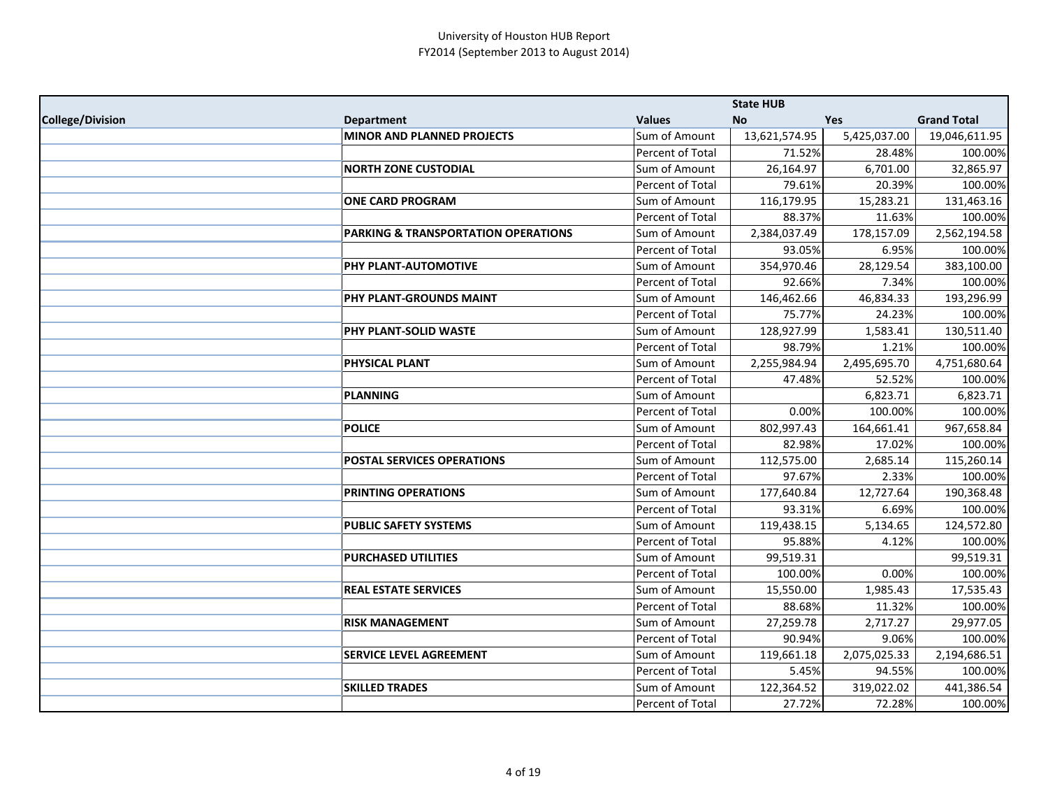University of Houston HUB Report
FY2014 (September 2013 to August 2014)

| College/Division | Department | Values | State HUB No | Yes | Grand Total |
|---|---|---|---|---|---|
| | **MINOR AND PLANNED PROJECTS** | Sum of Amount | 13,621,574.95 | 5,425,037.00 | 19,046,611.95 |
| | | Percent of Total | 71.52% | 28.48% | 100.00% |
| | **NORTH ZONE CUSTODIAL** | Sum of Amount | 26,164.97 | 6,701.00 | 32,865.97 |
| | | Percent of Total | 79.61% | 20.39% | 100.00% |
| | **ONE CARD PROGRAM** | Sum of Amount | 116,179.95 | 15,283.21 | 131,463.16 |
| | | Percent of Total | 88.37% | 11.63% | 100.00% |
| | **PARKING & TRANSPORTATION OPERATIONS** | Sum of Amount | 2,384,037.49 | 178,157.09 | 2,562,194.58 |
| | | Percent of Total | 93.05% | 6.95% | 100.00% |
| | **PHY PLANT-AUTOMOTIVE** | Sum of Amount | 354,970.46 | 28,129.54 | 383,100.00 |
| | | Percent of Total | 92.66% | 7.34% | 100.00% |
| | **PHY PLANT-GROUNDS MAINT** | Sum of Amount | 146,462.66 | 46,834.33 | 193,296.99 |
| | | Percent of Total | 75.77% | 24.23% | 100.00% |
| | **PHY PLANT-SOLID WASTE** | Sum of Amount | 128,927.99 | 1,583.41 | 130,511.40 |
| | | Percent of Total | 98.79% | 1.21% | 100.00% |
| | **PHYSICAL PLANT** | Sum of Amount | 2,255,984.94 | 2,495,695.70 | 4,751,680.64 |
| | | Percent of Total | 47.48% | 52.52% | 100.00% |
| | **PLANNING** | Sum of Amount | | 6,823.71 | 6,823.71 |
| | | Percent of Total | 0.00% | 100.00% | 100.00% |
| | **POLICE** | Sum of Amount | 802,997.43 | 164,661.41 | 967,658.84 |
| | | Percent of Total | 82.98% | 17.02% | 100.00% |
| | **POSTAL SERVICES OPERATIONS** | Sum of Amount | 112,575.00 | 2,685.14 | 115,260.14 |
| | | Percent of Total | 97.67% | 2.33% | 100.00% |
| | **PRINTING OPERATIONS** | Sum of Amount | 177,640.84 | 12,727.64 | 190,368.48 |
| | | Percent of Total | 93.31% | 6.69% | 100.00% |
| | **PUBLIC SAFETY SYSTEMS** | Sum of Amount | 119,438.15 | 5,134.65 | 124,572.80 |
| | | Percent of Total | 95.88% | 4.12% | 100.00% |
| | **PURCHASED UTILITIES** | Sum of Amount | 99,519.31 | | 99,519.31 |
| | | Percent of Total | 100.00% | 0.00% | 100.00% |
| | **REAL ESTATE SERVICES** | Sum of Amount | 15,550.00 | 1,985.43 | 17,535.43 |
| | | Percent of Total | 88.68% | 11.32% | 100.00% |
| | **RISK MANAGEMENT** | Sum of Amount | 27,259.78 | 2,717.27 | 29,977.05 |
| | | Percent of Total | 90.94% | 9.06% | 100.00% |
| | **SERVICE LEVEL AGREEMENT** | Sum of Amount | 119,661.18 | 2,075,025.33 | 2,194,686.51 |
| | | Percent of Total | 5.45% | 94.55% | 100.00% |
| | **SKILLED TRADES** | Sum of Amount | 122,364.52 | 319,022.02 | 441,386.54 |
| | | Percent of Total | 27.72% | 72.28% | 100.00% |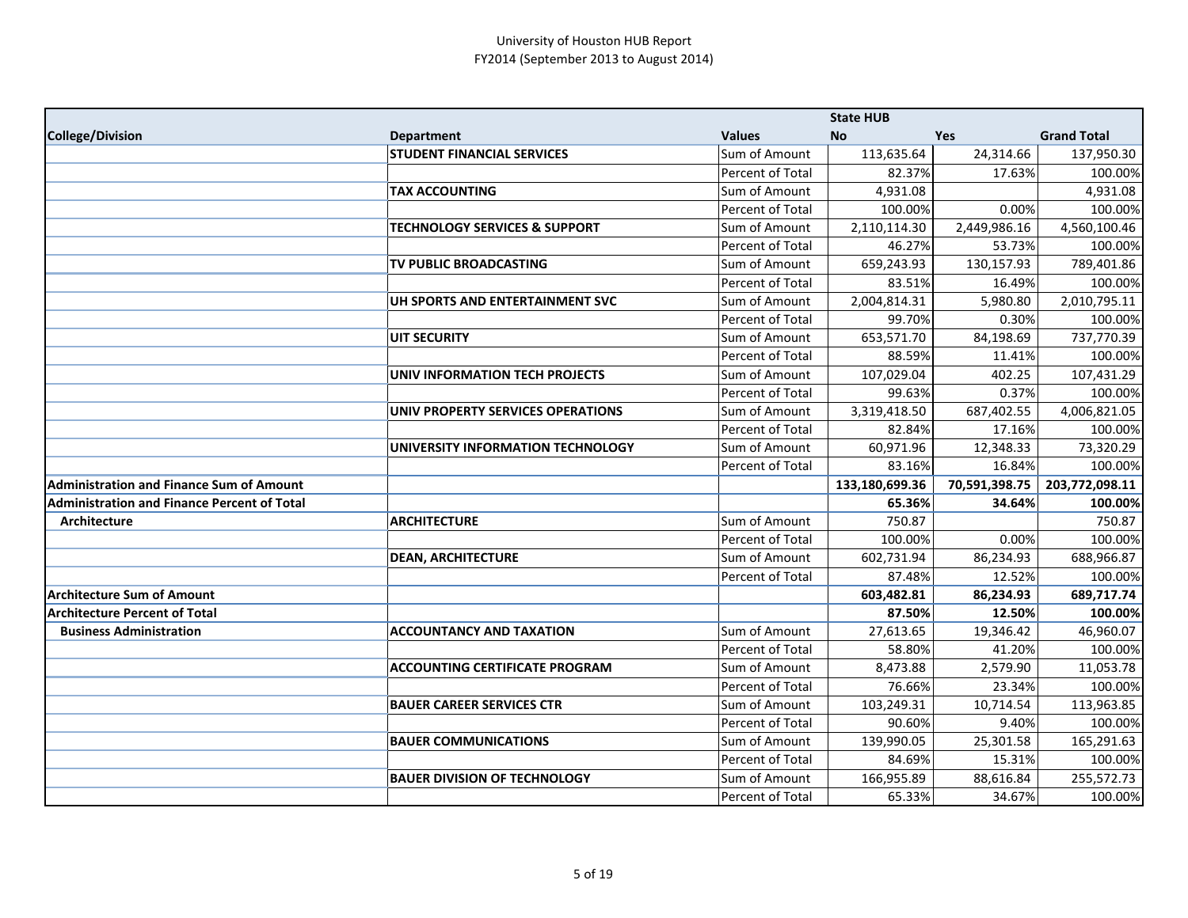University of Houston HUB Report
FY2014 (September 2013 to August 2014)

| College/Division | Department | Values | State HUB No | Yes | Grand Total |
|---|---|---|---|---|---|
| | **STUDENT FINANCIAL SERVICES** | Sum of Amount | 113,635.64 | 24,314.66 | 137,950.30 |
| | | Percent of Total | 82.37% | 17.63% | 100.00% |
| | **TAX ACCOUNTING** | Sum of Amount | 4,931.08 | | 4,931.08 |
| | | Percent of Total | 100.00% | 0.00% | 100.00% |
| | **TECHNOLOGY SERVICES & SUPPORT** | Sum of Amount | 2,110,114.30 | 2,449,986.16 | 4,560,100.46 |
| | | Percent of Total | 46.27% | 53.73% | 100.00% |
| | **TV PUBLIC BROADCASTING** | Sum of Amount | 659,243.93 | 130,157.93 | 789,401.86 |
| | | Percent of Total | 83.51% | 16.49% | 100.00% |
| | **UH SPORTS AND ENTERTAINMENT SVC** | Sum of Amount | 2,004,814.31 | 5,980.80 | 2,010,795.11 |
| | | Percent of Total | 99.70% | 0.30% | 100.00% |
| | **UIT SECURITY** | Sum of Amount | 653,571.70 | 84,198.69 | 737,770.39 |
| | | Percent of Total | 88.59% | 11.41% | 100.00% |
| | **UNIV INFORMATION TECH PROJECTS** | Sum of Amount | 107,029.04 | 402.25 | 107,431.29 |
| | | Percent of Total | 99.63% | 0.37% | 100.00% |
| | **UNIV PROPERTY SERVICES OPERATIONS** | Sum of Amount | 3,319,418.50 | 687,402.55 | 4,006,821.05 |
| | | Percent of Total | 82.84% | 17.16% | 100.00% |
| | **UNIVERSITY INFORMATION TECHNOLOGY** | Sum of Amount | 60,971.96 | 12,348.33 | 73,320.29 |
| | | Percent of Total | 83.16% | 16.84% | 100.00% |
| **Administration and Finance Sum of Amount** | | | **133,180,699.36** | **70,591,398.75** | **203,772,098.11** |
| **Administration and Finance Percent of Total** | | | **65.36%** | **34.64%** | **100.00%** |
| **Architecture** | **ARCHITECTURE** | Sum of Amount | 750.87 | | 750.87 |
| | | Percent of Total | 100.00% | 0.00% | 100.00% |
| | **DEAN, ARCHITECTURE** | Sum of Amount | 602,731.94 | 86,234.93 | 688,966.87 |
| | | Percent of Total | 87.48% | 12.52% | 100.00% |
| **Architecture Sum of Amount** | | | **603,482.81** | **86,234.93** | **689,717.74** |
| **Architecture Percent of Total** | | | **87.50%** | **12.50%** | **100.00%** |
| **Business Administration** | **ACCOUNTANCY AND TAXATION** | Sum of Amount | 27,613.65 | 19,346.42 | 46,960.07 |
| | | Percent of Total | 58.80% | 41.20% | 100.00% |
| | **ACCOUNTING CERTIFICATE PROGRAM** | Sum of Amount | 8,473.88 | 2,579.90 | 11,053.78 |
| | | Percent of Total | 76.66% | 23.34% | 100.00% |
| | **BAUER CAREER SERVICES CTR** | Sum of Amount | 103,249.31 | 10,714.54 | 113,963.85 |
| | | Percent of Total | 90.60% | 9.40% | 100.00% |
| | **BAUER COMMUNICATIONS** | Sum of Amount | 139,990.05 | 25,301.58 | 165,291.63 |
| | | Percent of Total | 84.69% | 15.31% | 100.00% |
| | **BAUER DIVISION OF TECHNOLOGY** | Sum of Amount | 166,955.89 | 88,616.84 | 255,572.73 |
| | | Percent of Total | 65.33% | 34.67% | 100.00% |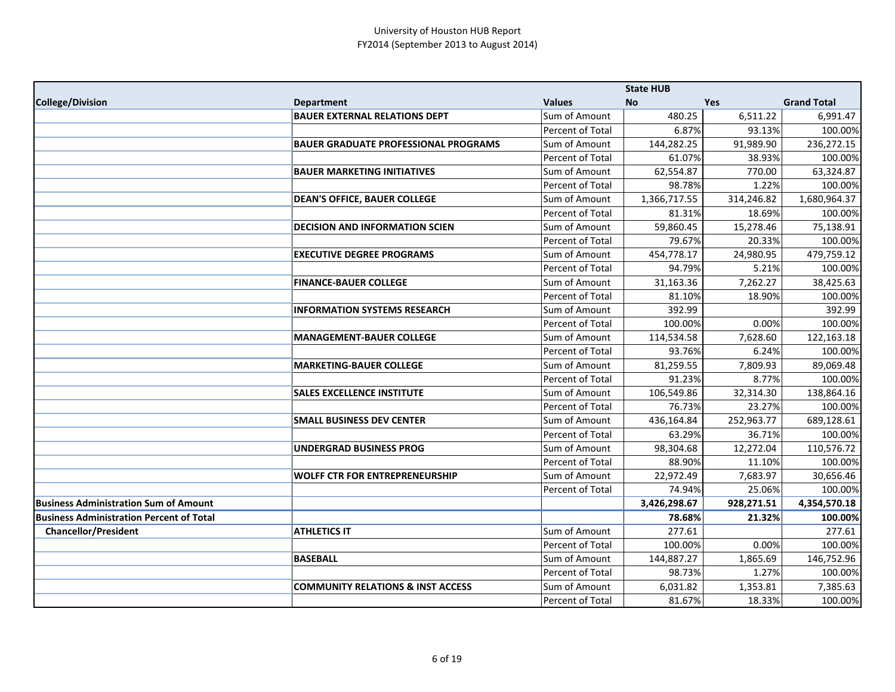# University of Houston HUB Report
## FY2014 (September 2013 to August 2014)

| College/Division | Department | Values | State HUB No | Yes | Grand Total |
|---|---|---|---|---|---|
| | **BAUER EXTERNAL RELATIONS DEPT** | Sum of Amount | 480.25 | 6,511.22 | 6,991.47 |
| | | Percent of Total | 6.87% | 93.13% | 100.00% |
| | **BAUER GRADUATE PROFESSIONAL PROGRAMS** | Sum of Amount | 144,282.25 | 91,989.90 | 236,272.15 |
| | | Percent of Total | 61.07% | 38.93% | 100.00% |
| | **BAUER MARKETING INITIATIVES** | Sum of Amount | 62,554.87 | 770.00 | 63,324.87 |
| | | Percent of Total | 98.78% | 1.22% | 100.00% |
| | **DEAN'S OFFICE, BAUER COLLEGE** | Sum of Amount | 1,366,717.55 | 314,246.82 | 1,680,964.37 |
| | | Percent of Total | 81.31% | 18.69% | 100.00% |
| | **DECISION AND INFORMATION SCIEN** | Sum of Amount | 59,860.45 | 15,278.46 | 75,138.91 |
| | | Percent of Total | 79.67% | 20.33% | 100.00% |
| | **EXECUTIVE DEGREE PROGRAMS** | Sum of Amount | 454,778.17 | 24,980.95 | 479,759.12 |
| | | Percent of Total | 94.79% | 5.21% | 100.00% |
| | **FINANCE-BAUER COLLEGE** | Sum of Amount | 31,163.36 | 7,262.27 | 38,425.63 |
| | | Percent of Total | 81.10% | 18.90% | 100.00% |
| | **INFORMATION SYSTEMS RESEARCH** | Sum of Amount | 392.99 | | 392.99 |
| | | Percent of Total | 100.00% | 0.00% | 100.00% |
| | **MANAGEMENT-BAUER COLLEGE** | Sum of Amount | 114,534.58 | 7,628.60 | 122,163.18 |
| | | Percent of Total | 93.76% | 6.24% | 100.00% |
| | **MARKETING-BAUER COLLEGE** | Sum of Amount | 81,259.55 | 7,809.93 | 89,069.48 |
| | | Percent of Total | 91.23% | 8.77% | 100.00% |
| | **SALES EXCELLENCE INSTITUTE** | Sum of Amount | 106,549.86 | 32,314.30 | 138,864.16 |
| | | Percent of Total | 76.73% | 23.27% | 100.00% |
| | **SMALL BUSINESS DEV CENTER** | Sum of Amount | 436,164.84 | 252,963.77 | 689,128.61 |
| | | Percent of Total | 63.29% | 36.71% | 100.00% |
| | **UNDERGRAD BUSINESS PROG** | Sum of Amount | 98,304.68 | 12,272.04 | 110,576.72 |
| | | Percent of Total | 88.90% | 11.10% | 100.00% |
| | **WOLFF CTR FOR ENTREPRENEURSHIP** | Sum of Amount | 22,972.49 | 7,683.97 | 30,656.46 |
| | | Percent of Total | 74.94% | 25.06% | 100.00% |
| **Business Administration Sum of Amount** | | | **3,426,298.67** | **928,271.51** | **4,354,570.18** |
| **Business Administration Percent of Total** | | | **78.68%** | **21.32%** | **100.00%** |
| **Chancellor/President** | **ATHLETICS IT** | Sum of Amount | 277.61 | | 277.61 |
| | | Percent of Total | 100.00% | 0.00% | 100.00% |
| | **BASEBALL** | Sum of Amount | 144,887.27 | 1,865.69 | 146,752.96 |
| | | Percent of Total | 98.73% | 1.27% | 100.00% |
| | **COMMUNITY RELATIONS & INST ACCESS** | Sum of Amount | 6,031.82 | 1,353.81 | 7,385.63 |
| | | Percent of Total | 81.67% | 18.33% | 100.00% |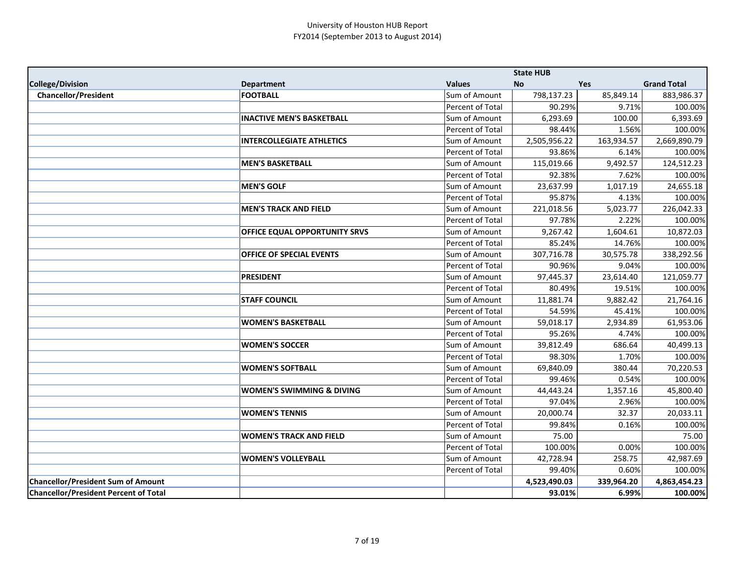University of Houston HUB Report
FY2014 (September 2013 to August 2014)

| | | | State HUB | | |
|---|---|---|---|---|---|
| **College/Division** | **Department** | **Values** | **No** | **Yes** | **Grand Total** |
| **Chancellor/President** | **FOOTBALL** | Sum of Amount | 798,137.23 | 85,849.14 | 883,986.37 |
| | | Percent of Total | 90.29% | 9.71% | 100.00% |
| | **INACTIVE MEN'S BASKETBALL** | Sum of Amount | 6,293.69 | 100.00 | 6,393.69 |
| | | Percent of Total | 98.44% | 1.56% | 100.00% |
| | **INTERCOLLEGIATE ATHLETICS** | Sum of Amount | 2,505,956.22 | 163,934.57 | 2,669,890.79 |
| | | Percent of Total | 93.86% | 6.14% | 100.00% |
| | **MEN'S BASKETBALL** | Sum of Amount | 115,019.66 | 9,492.57 | 124,512.23 |
| | | Percent of Total | 92.38% | 7.62% | 100.00% |
| | **MEN'S GOLF** | Sum of Amount | 23,637.99 | 1,017.19 | 24,655.18 |
| | | Percent of Total | 95.87% | 4.13% | 100.00% |
| | **MEN'S TRACK AND FIELD** | Sum of Amount | 221,018.56 | 5,023.77 | 226,042.33 |
| | | Percent of Total | 97.78% | 2.22% | 100.00% |
| | **OFFICE EQUAL OPPORTUNITY SRVS** | Sum of Amount | 9,267.42 | 1,604.61 | 10,872.03 |
| | | Percent of Total | 85.24% | 14.76% | 100.00% |
| | **OFFICE OF SPECIAL EVENTS** | Sum of Amount | 307,716.78 | 30,575.78 | 338,292.56 |
| | | Percent of Total | 90.96% | 9.04% | 100.00% |
| | **PRESIDENT** | Sum of Amount | 97,445.37 | 23,614.40 | 121,059.77 |
| | | Percent of Total | 80.49% | 19.51% | 100.00% |
| | **STAFF COUNCIL** | Sum of Amount | 11,881.74 | 9,882.42 | 21,764.16 |
| | | Percent of Total | 54.59% | 45.41% | 100.00% |
| | **WOMEN'S BASKETBALL** | Sum of Amount | 59,018.17 | 2,934.89 | 61,953.06 |
| | | Percent of Total | 95.26% | 4.74% | 100.00% |
| | **WOMEN'S SOCCER** | Sum of Amount | 39,812.49 | 686.64 | 40,499.13 |
| | | Percent of Total | 98.30% | 1.70% | 100.00% |
| | **WOMEN'S SOFTBALL** | Sum of Amount | 69,840.09 | 380.44 | 70,220.53 |
| | | Percent of Total | 99.46% | 0.54% | 100.00% |
| | **WOMEN'S SWIMMING & DIVING** | Sum of Amount | 44,443.24 | 1,357.16 | 45,800.40 |
| | | Percent of Total | 97.04% | 2.96% | 100.00% |
| | **WOMEN'S TENNIS** | Sum of Amount | 20,000.74 | 32.37 | 20,033.11 |
| | | Percent of Total | 99.84% | 0.16% | 100.00% |
| | **WOMEN'S TRACK AND FIELD** | Sum of Amount | 75.00 | | 75.00 |
| | | Percent of Total | 100.00% | 0.00% | 100.00% |
| | **WOMEN'S VOLLEYBALL** | Sum of Amount | 42,728.94 | 258.75 | 42,987.69 |
| | | Percent of Total | 99.40% | 0.60% | 100.00% |
| **Chancellor/President Sum of Amount** | | | **4,523,490.03** | **339,964.20** | **4,863,454.23** |
| **Chancellor/President Percent of Total** | | | **93.01%** | **6.99%** | **100.00%** |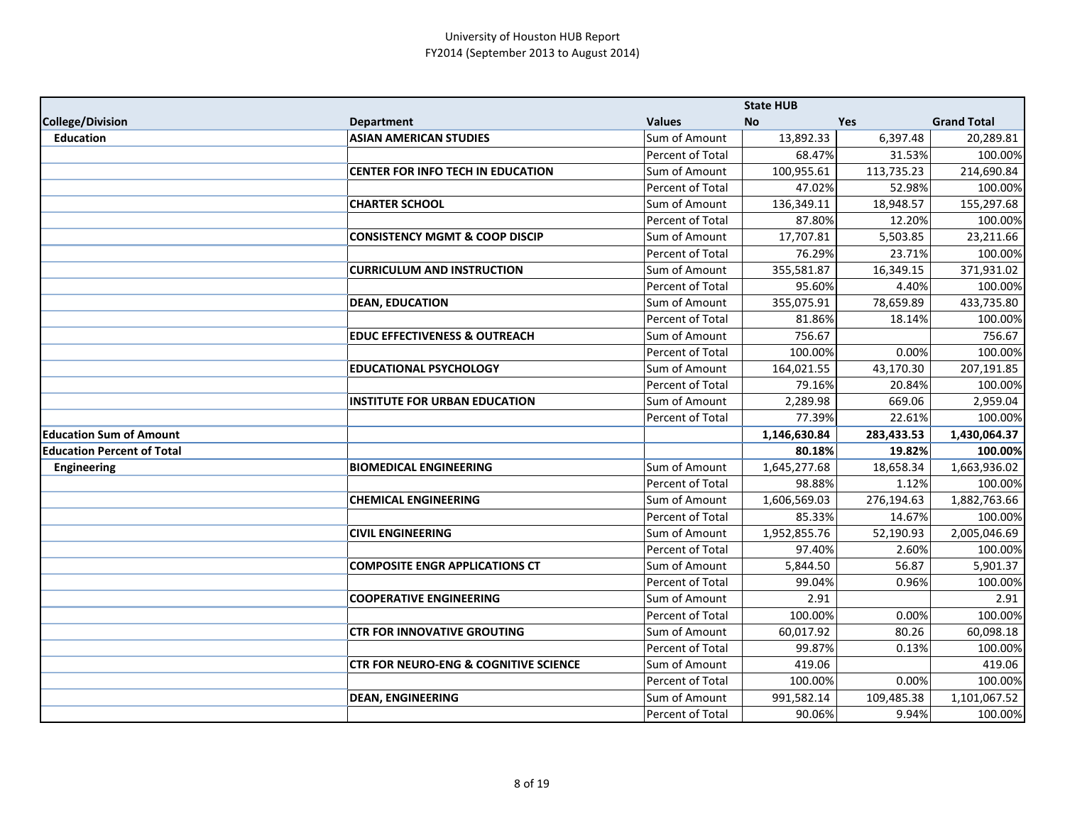University of Houston HUB Report
FY2014 (September 2013 to August 2014)

| | | | State HUB | | |
|---|---|---|---|---|---|
| **College/Division** | **Department** | **Values** | **No** | **Yes** | **Grand Total** |
| **Education** | **ASIAN AMERICAN STUDIES** | Sum of Amount | 13,892.33 | 6,397.48 | 20,289.81 |
| | | Percent of Total | 68.47% | 31.53% | 100.00% |
| | **CENTER FOR INFO TECH IN EDUCATION** | Sum of Amount | 100,955.61 | 113,735.23 | 214,690.84 |
| | | Percent of Total | 47.02% | 52.98% | 100.00% |
| | **CHARTER SCHOOL** | Sum of Amount | 136,349.11 | 18,948.57 | 155,297.68 |
| | | Percent of Total | 87.80% | 12.20% | 100.00% |
| | **CONSISTENCY MGMT & COOP DISCIP** | Sum of Amount | 17,707.81 | 5,503.85 | 23,211.66 |
| | | Percent of Total | 76.29% | 23.71% | 100.00% |
| | **CURRICULUM AND INSTRUCTION** | Sum of Amount | 355,581.87 | 16,349.15 | 371,931.02 |
| | | Percent of Total | 95.60% | 4.40% | 100.00% |
| | **DEAN, EDUCATION** | Sum of Amount | 355,075.91 | 78,659.89 | 433,735.80 |
| | | Percent of Total | 81.86% | 18.14% | 100.00% |
| | **EDUC EFFECTIVENESS & OUTREACH** | Sum of Amount | 756.67 | | 756.67 |
| | | Percent of Total | 100.00% | 0.00% | 100.00% |
| | **EDUCATIONAL PSYCHOLOGY** | Sum of Amount | 164,021.55 | 43,170.30 | 207,191.85 |
| | | Percent of Total | 79.16% | 20.84% | 100.00% |
| | **INSTITUTE FOR URBAN EDUCATION** | Sum of Amount | 2,289.98 | 669.06 | 2,959.04 |
| | | Percent of Total | 77.39% | 22.61% | 100.00% |
| **Education Sum of Amount** | | | **1,146,630.84** | **283,433.53** | **1,430,064.37** |
| **Education Percent of Total** | | | **80.18%** | **19.82%** | **100.00%** |
| **Engineering** | **BIOMEDICAL ENGINEERING** | Sum of Amount | 1,645,277.68 | 18,658.34 | 1,663,936.02 |
| | | Percent of Total | 98.88% | 1.12% | 100.00% |
| | **CHEMICAL ENGINEERING** | Sum of Amount | 1,606,569.03 | 276,194.63 | 1,882,763.66 |
| | | Percent of Total | 85.33% | 14.67% | 100.00% |
| | **CIVIL ENGINEERING** | Sum of Amount | 1,952,855.76 | 52,190.93 | 2,005,046.69 |
| | | Percent of Total | 97.40% | 2.60% | 100.00% |
| | **COMPOSITE ENGR APPLICATIONS CT** | Sum of Amount | 5,844.50 | 56.87 | 5,901.37 |
| | | Percent of Total | 99.04% | 0.96% | 100.00% |
| | **COOPERATIVE ENGINEERING** | Sum of Amount | 2.91 | | 2.91 |
| | | Percent of Total | 100.00% | 0.00% | 100.00% |
| | **CTR FOR INNOVATIVE GROUTING** | Sum of Amount | 60,017.92 | 80.26 | 60,098.18 |
| | | Percent of Total | 99.87% | 0.13% | 100.00% |
| | **CTR FOR NEURO-ENG & COGNITIVE SCIENCE** | Sum of Amount | 419.06 | | 419.06 |
| | | Percent of Total | 100.00% | 0.00% | 100.00% |
| | **DEAN, ENGINEERING** | Sum of Amount | 991,582.14 | 109,485.38 | 1,101,067.52 |
| | | Percent of Total | 90.06% | 9.94% | 100.00% |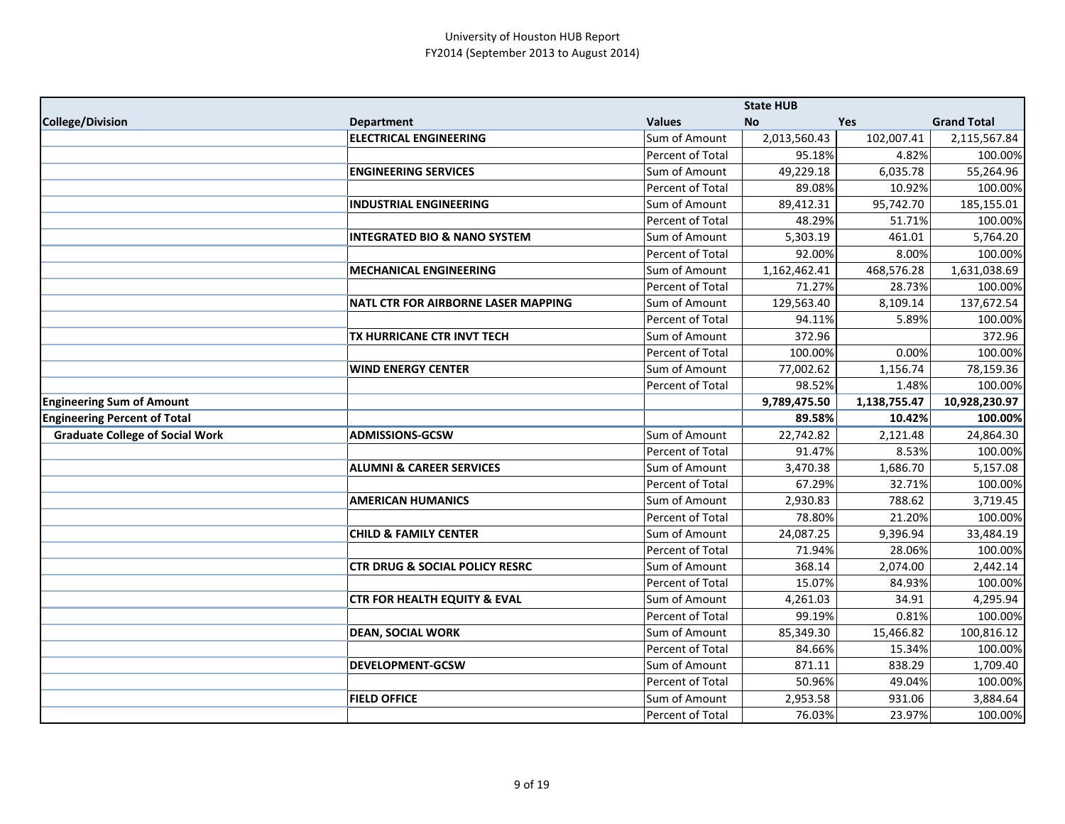University of Houston HUB Report
FY2014 (September 2013 to August 2014)

| College/Division | Department | Values | State HUB No | Yes | Grand Total |
|---|---|---|---|---|---|
| | **ELECTRICAL ENGINEERING** | Sum of Amount | 2,013,560.43 | 102,007.41 | 2,115,567.84 |
| | | Percent of Total | 95.18% | 4.82% | 100.00% |
| | **ENGINEERING SERVICES** | Sum of Amount | 49,229.18 | 6,035.78 | 55,264.96 |
| | | Percent of Total | 89.08% | 10.92% | 100.00% |
| | **INDUSTRIAL ENGINEERING** | Sum of Amount | 89,412.31 | 95,742.70 | 185,155.01 |
| | | Percent of Total | 48.29% | 51.71% | 100.00% |
| | **INTEGRATED BIO & NANO SYSTEM** | Sum of Amount | 5,303.19 | 461.01 | 5,764.20 |
| | | Percent of Total | 92.00% | 8.00% | 100.00% |
| | **MECHANICAL ENGINEERING** | Sum of Amount | 1,162,462.41 | 468,576.28 | 1,631,038.69 |
| | | Percent of Total | 71.27% | 28.73% | 100.00% |
| | **NATL CTR FOR AIRBORNE LASER MAPPING** | Sum of Amount | 129,563.40 | 8,109.14 | 137,672.54 |
| | | Percent of Total | 94.11% | 5.89% | 100.00% |
| | **TX HURRICANE CTR INVT TECH** | Sum of Amount | 372.96 | | 372.96 |
| | | Percent of Total | 100.00% | 0.00% | 100.00% |
| | **WIND ENERGY CENTER** | Sum of Amount | 77,002.62 | 1,156.74 | 78,159.36 |
| | | Percent of Total | 98.52% | 1.48% | 100.00% |
| **Engineering Sum of Amount** | | | **9,789,475.50** | **1,138,755.47** | **10,928,230.97** |
| **Engineering Percent of Total** | | | **89.58%** | **10.42%** | **100.00%** |
| **Graduate College of Social Work** | **ADMISSIONS-GCSW** | Sum of Amount | 22,742.82 | 2,121.48 | 24,864.30 |
| | | Percent of Total | 91.47% | 8.53% | 100.00% |
| | **ALUMNI & CAREER SERVICES** | Sum of Amount | 3,470.38 | 1,686.70 | 5,157.08 |
| | | Percent of Total | 67.29% | 32.71% | 100.00% |
| | **AMERICAN HUMANICS** | Sum of Amount | 2,930.83 | 788.62 | 3,719.45 |
| | | Percent of Total | 78.80% | 21.20% | 100.00% |
| | **CHILD & FAMILY CENTER** | Sum of Amount | 24,087.25 | 9,396.94 | 33,484.19 |
| | | Percent of Total | 71.94% | 28.06% | 100.00% |
| | **CTR DRUG & SOCIAL POLICY RESRC** | Sum of Amount | 368.14 | 2,074.00 | 2,442.14 |
| | | Percent of Total | 15.07% | 84.93% | 100.00% |
| | **CTR FOR HEALTH EQUITY & EVAL** | Sum of Amount | 4,261.03 | 34.91 | 4,295.94 |
| | | Percent of Total | 99.19% | 0.81% | 100.00% |
| | **DEAN, SOCIAL WORK** | Sum of Amount | 85,349.30 | 15,466.82 | 100,816.12 |
| | | Percent of Total | 84.66% | 15.34% | 100.00% |
| | **DEVELOPMENT-GCSW** | Sum of Amount | 871.11 | 838.29 | 1,709.40 |
| | | Percent of Total | 50.96% | 49.04% | 100.00% |
| | **FIELD OFFICE** | Sum of Amount | 2,953.58 | 931.06 | 3,884.64 |
| | | Percent of Total | 76.03% | 23.97% | 100.00% |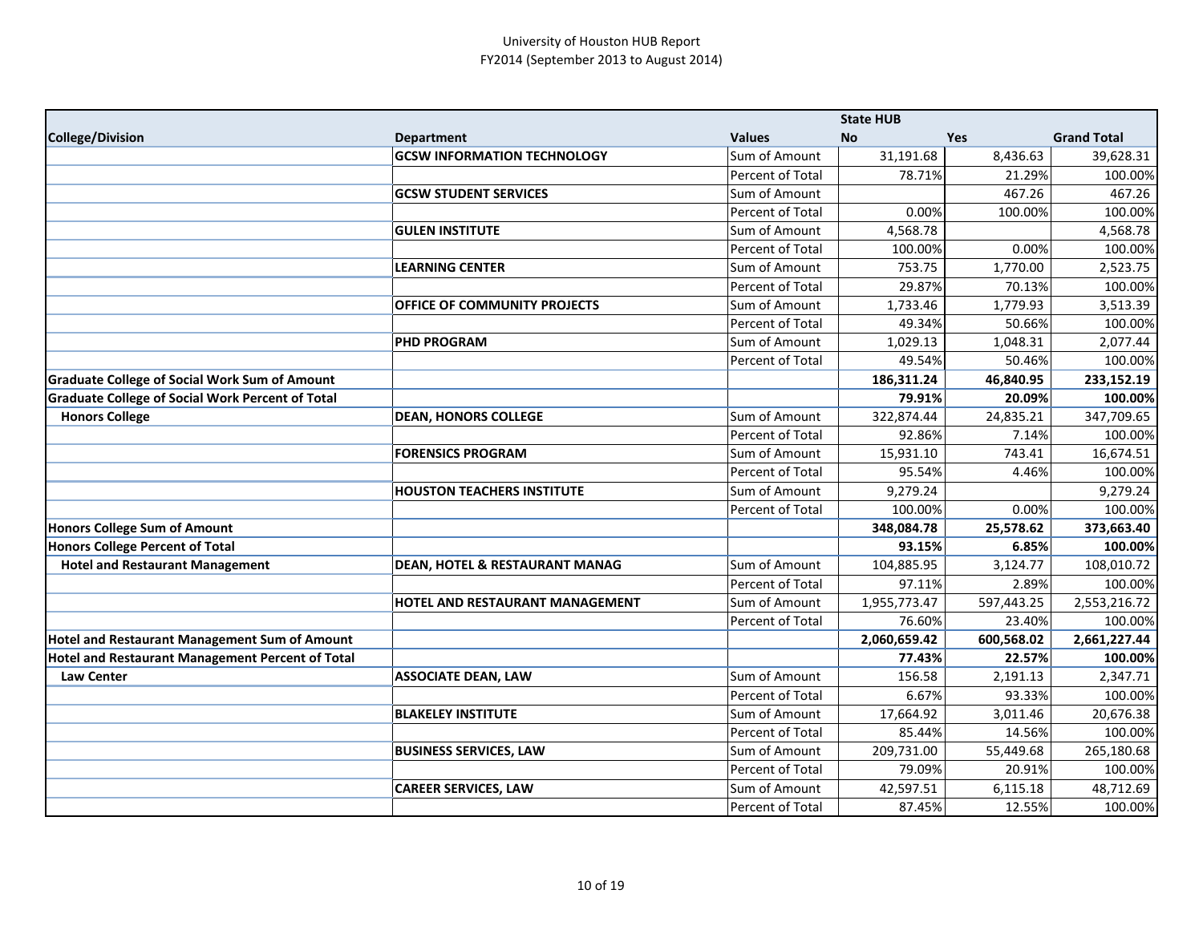University of Houston HUB Report
FY2014 (September 2013 to August 2014)

| | | | State HUB | | |
|---|---|---|---|---|---|
| **College/Division** | **Department** | **Values** | **No** | **Yes** | **Grand Total** |
| | **GCSW INFORMATION TECHNOLOGY** | Sum of Amount | 31,191.68 | 8,436.63 | 39,628.31 |
| | | Percent of Total | 78.71% | 21.29% | 100.00% |
| | **GCSW STUDENT SERVICES** | Sum of Amount | | 467.26 | 467.26 |
| | | Percent of Total | 0.00% | 100.00% | 100.00% |
| | **GULEN INSTITUTE** | Sum of Amount | 4,568.78 | | 4,568.78 |
| | | Percent of Total | 100.00% | 0.00% | 100.00% |
| | **LEARNING CENTER** | Sum of Amount | 753.75 | 1,770.00 | 2,523.75 |
| | | Percent of Total | 29.87% | 70.13% | 100.00% |
| | **OFFICE OF COMMUNITY PROJECTS** | Sum of Amount | 1,733.46 | 1,779.93 | 3,513.39 |
| | | Percent of Total | 49.34% | 50.66% | 100.00% |
| | **PHD PROGRAM** | Sum of Amount | 1,029.13 | 1,048.31 | 2,077.44 |
| | | Percent of Total | 49.54% | 50.46% | 100.00% |
| **Graduate College of Social Work Sum of Amount** | | | **186,311.24** | **46,840.95** | **233,152.19** |
| **Graduate College of Social Work Percent of Total** | | | **79.91%** | **20.09%** | **100.00%** |
| **Honors College** | **DEAN, HONORS COLLEGE** | Sum of Amount | 322,874.44 | 24,835.21 | 347,709.65 |
| | | Percent of Total | 92.86% | 7.14% | 100.00% |
| | **FORENSICS PROGRAM** | Sum of Amount | 15,931.10 | 743.41 | 16,674.51 |
| | | Percent of Total | 95.54% | 4.46% | 100.00% |
| | **HOUSTON TEACHERS INSTITUTE** | Sum of Amount | 9,279.24 | | 9,279.24 |
| | | Percent of Total | 100.00% | 0.00% | 100.00% |
| **Honors College Sum of Amount** | | | **348,084.78** | **25,578.62** | **373,663.40** |
| **Honors College Percent of Total** | | | **93.15%** | **6.85%** | **100.00%** |
| **Hotel and Restaurant Management** | **DEAN, HOTEL & RESTAURANT MANAG** | Sum of Amount | 104,885.95 | 3,124.77 | 108,010.72 |
| | | Percent of Total | 97.11% | 2.89% | 100.00% |
| | **HOTEL AND RESTAURANT MANAGEMENT** | Sum of Amount | 1,955,773.47 | 597,443.25 | 2,553,216.72 |
| | | Percent of Total | 76.60% | 23.40% | 100.00% |
| **Hotel and Restaurant Management Sum of Amount** | | | **2,060,659.42** | **600,568.02** | **2,661,227.44** |
| **Hotel and Restaurant Management Percent of Total** | | | **77.43%** | **22.57%** | **100.00%** |
| **Law Center** | **ASSOCIATE DEAN, LAW** | Sum of Amount | 156.58 | 2,191.13 | 2,347.71 |
| | | Percent of Total | 6.67% | 93.33% | 100.00% |
| | **BLAKELEY INSTITUTE** | Sum of Amount | 17,664.92 | 3,011.46 | 20,676.38 |
| | | Percent of Total | 85.44% | 14.56% | 100.00% |
| | **BUSINESS SERVICES, LAW** | Sum of Amount | 209,731.00 | 55,449.68 | 265,180.68 |
| | | Percent of Total | 79.09% | 20.91% | 100.00% |
| | **CAREER SERVICES, LAW** | Sum of Amount | 42,597.51 | 6,115.18 | 48,712.69 |
| | | Percent of Total | 87.45% | 12.55% | 100.00% |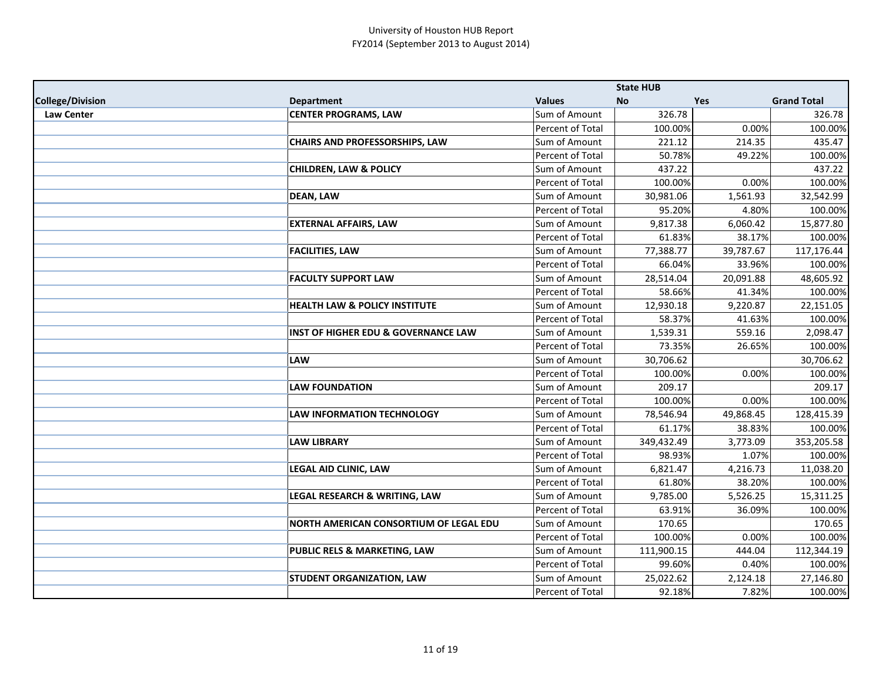University of Houston HUB Report
FY2014 (September 2013 to August 2014)

| | | | State HUB | | |
|---|---|---|---|---|---|
| **College/Division** | **Department** | **Values** | **No** | **Yes** | **Grand Total** |
| **Law Center** | **CENTER PROGRAMS, LAW** | Sum of Amount | 326.78 | | 326.78 |
| | | Percent of Total | 100.00% | 0.00% | 100.00% |
| | **CHAIRS AND PROFESSORSHIPS, LAW** | Sum of Amount | 221.12 | 214.35 | 435.47 |
| | | Percent of Total | 50.78% | 49.22% | 100.00% |
| | **CHILDREN, LAW & POLICY** | Sum of Amount | 437.22 | | 437.22 |
| | | Percent of Total | 100.00% | 0.00% | 100.00% |
| | **DEAN, LAW** | Sum of Amount | 30,981.06 | 1,561.93 | 32,542.99 |
| | | Percent of Total | 95.20% | 4.80% | 100.00% |
| | **EXTERNAL AFFAIRS, LAW** | Sum of Amount | 9,817.38 | 6,060.42 | 15,877.80 |
| | | Percent of Total | 61.83% | 38.17% | 100.00% |
| | **FACILITIES, LAW** | Sum of Amount | 77,388.77 | 39,787.67 | 117,176.44 |
| | | Percent of Total | 66.04% | 33.96% | 100.00% |
| | **FACULTY SUPPORT LAW** | Sum of Amount | 28,514.04 | 20,091.88 | 48,605.92 |
| | | Percent of Total | 58.66% | 41.34% | 100.00% |
| | **HEALTH LAW & POLICY INSTITUTE** | Sum of Amount | 12,930.18 | 9,220.87 | 22,151.05 |
| | | Percent of Total | 58.37% | 41.63% | 100.00% |
| | **INST OF HIGHER EDU & GOVERNANCE LAW** | Sum of Amount | 1,539.31 | 559.16 | 2,098.47 |
| | | Percent of Total | 73.35% | 26.65% | 100.00% |
| | **LAW** | Sum of Amount | 30,706.62 | | 30,706.62 |
| | | Percent of Total | 100.00% | 0.00% | 100.00% |
| | **LAW FOUNDATION** | Sum of Amount | 209.17 | | 209.17 |
| | | Percent of Total | 100.00% | 0.00% | 100.00% |
| | **LAW INFORMATION TECHNOLOGY** | Sum of Amount | 78,546.94 | 49,868.45 | 128,415.39 |
| | | Percent of Total | 61.17% | 38.83% | 100.00% |
| | **LAW LIBRARY** | Sum of Amount | 349,432.49 | 3,773.09 | 353,205.58 |
| | | Percent of Total | 98.93% | 1.07% | 100.00% |
| | **LEGAL AID CLINIC, LAW** | Sum of Amount | 6,821.47 | 4,216.73 | 11,038.20 |
| | | Percent of Total | 61.80% | 38.20% | 100.00% |
| | **LEGAL RESEARCH & WRITING, LAW** | Sum of Amount | 9,785.00 | 5,526.25 | 15,311.25 |
| | | Percent of Total | 63.91% | 36.09% | 100.00% |
| | **NORTH AMERICAN CONSORTIUM OF LEGAL EDU** | Sum of Amount | 170.65 | | 170.65 |
| | | Percent of Total | 100.00% | 0.00% | 100.00% |
| | **PUBLIC RELS & MARKETING, LAW** | Sum of Amount | 111,900.15 | 444.04 | 112,344.19 |
| | | Percent of Total | 99.60% | 0.40% | 100.00% |
| | **STUDENT ORGANIZATION, LAW** | Sum of Amount | 25,022.62 | 2,124.18 | 27,146.80 |
| | | Percent of Total | 92.18% | 7.82% | 100.00% |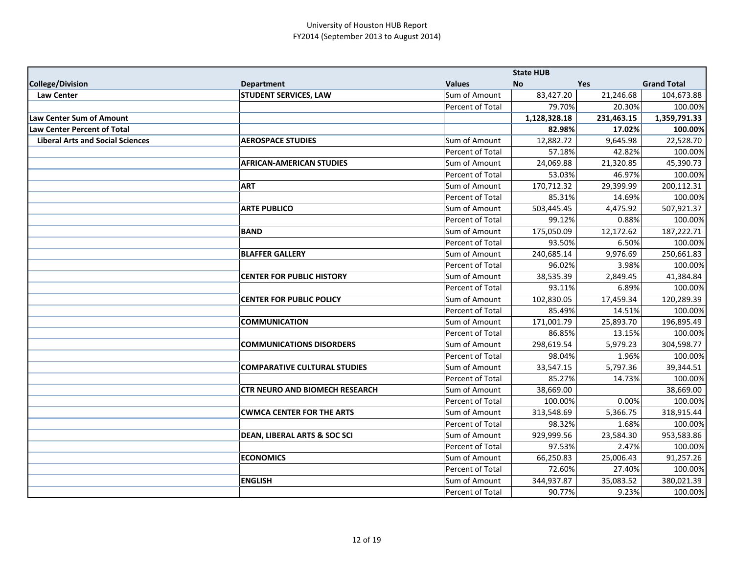University of Houston HUB Report
FY2014 (September 2013 to August 2014)

| | | | State HUB | | |
|---|---|---|---|---|---|
| **College/Division** | **Department** | **Values** | **No** | **Yes** | **Grand Total** |
| **Law Center** | **STUDENT SERVICES, LAW** | Sum of Amount | 83,427.20 | 21,246.68 | 104,673.88 |
| | | Percent of Total | 79.70% | 20.30% | 100.00% |
| **Law Center Sum of Amount** | | | **1,128,328.18** | **231,463.15** | **1,359,791.33** |
| **Law Center Percent of Total** | | | **82.98%** | **17.02%** | **100.00%** |
| **Liberal Arts and Social Sciences** | **AEROSPACE STUDIES** | Sum of Amount | 12,882.72 | 9,645.98 | 22,528.70 |
| | | Percent of Total | 57.18% | 42.82% | 100.00% |
| | **AFRICAN-AMERICAN STUDIES** | Sum of Amount | 24,069.88 | 21,320.85 | 45,390.73 |
| | | Percent of Total | 53.03% | 46.97% | 100.00% |
| | **ART** | Sum of Amount | 170,712.32 | 29,399.99 | 200,112.31 |
| | | Percent of Total | 85.31% | 14.69% | 100.00% |
| | **ARTE PUBLICO** | Sum of Amount | 503,445.45 | 4,475.92 | 507,921.37 |
| | | Percent of Total | 99.12% | 0.88% | 100.00% |
| | **BAND** | Sum of Amount | 175,050.09 | 12,172.62 | 187,222.71 |
| | | Percent of Total | 93.50% | 6.50% | 100.00% |
| | **BLAFFER GALLERY** | Sum of Amount | 240,685.14 | 9,976.69 | 250,661.83 |
| | | Percent of Total | 96.02% | 3.98% | 100.00% |
| | **CENTER FOR PUBLIC HISTORY** | Sum of Amount | 38,535.39 | 2,849.45 | 41,384.84 |
| | | Percent of Total | 93.11% | 6.89% | 100.00% |
| | **CENTER FOR PUBLIC POLICY** | Sum of Amount | 102,830.05 | 17,459.34 | 120,289.39 |
| | | Percent of Total | 85.49% | 14.51% | 100.00% |
| | **COMMUNICATION** | Sum of Amount | 171,001.79 | 25,893.70 | 196,895.49 |
| | | Percent of Total | 86.85% | 13.15% | 100.00% |
| | **COMMUNICATIONS DISORDERS** | Sum of Amount | 298,619.54 | 5,979.23 | 304,598.77 |
| | | Percent of Total | 98.04% | 1.96% | 100.00% |
| | **COMPARATIVE CULTURAL STUDIES** | Sum of Amount | 33,547.15 | 5,797.36 | 39,344.51 |
| | | Percent of Total | 85.27% | 14.73% | 100.00% |
| | **CTR NEURO AND BIOMECH RESEARCH** | Sum of Amount | 38,669.00 | | 38,669.00 |
| | | Percent of Total | 100.00% | 0.00% | 100.00% |
| | **CWMCA CENTER FOR THE ARTS** | Sum of Amount | 313,548.69 | 5,366.75 | 318,915.44 |
| | | Percent of Total | 98.32% | 1.68% | 100.00% |
| | **DEAN, LIBERAL ARTS & SOC SCI** | Sum of Amount | 929,999.56 | 23,584.30 | 953,583.86 |
| | | Percent of Total | 97.53% | 2.47% | 100.00% |
| | **ECONOMICS** | Sum of Amount | 66,250.83 | 25,006.43 | 91,257.26 |
| | | Percent of Total | 72.60% | 27.40% | 100.00% |
| | **ENGLISH** | Sum of Amount | 344,937.87 | 35,083.52 | 380,021.39 |
| | | Percent of Total | 90.77% | 9.23% | 100.00% |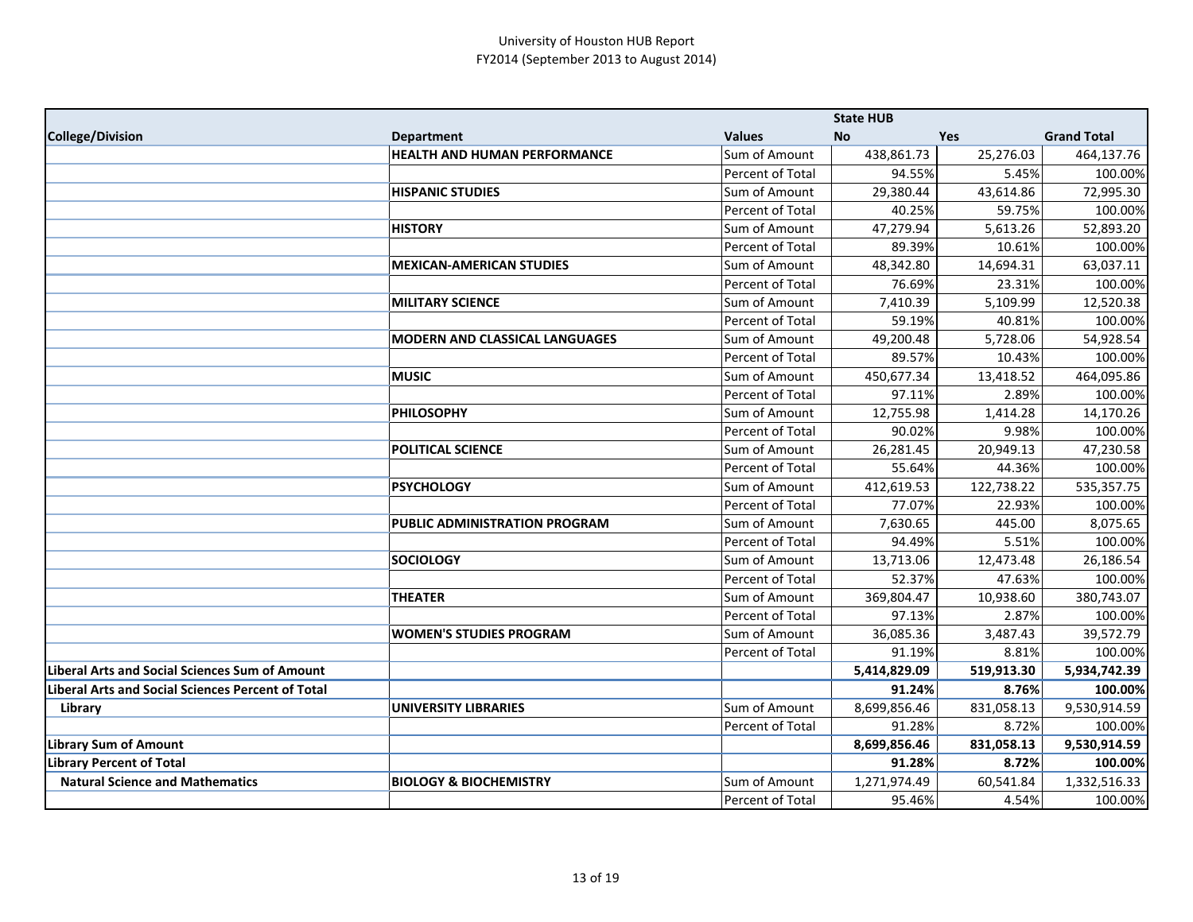University of Houston HUB Report
FY2014 (September 2013 to August 2014)

| | | | State HUB | | |
|---|---|---|---|---|---|
| **College/Division** | **Department** | **Values** | **No** | **Yes** | **Grand Total** |
| | **HEALTH AND HUMAN PERFORMANCE** | Sum of Amount | 438,861.73 | 25,276.03 | 464,137.76 |
| | | Percent of Total | 94.55% | 5.45% | 100.00% |
| | **HISPANIC STUDIES** | Sum of Amount | 29,380.44 | 43,614.86 | 72,995.30 |
| | | Percent of Total | 40.25% | 59.75% | 100.00% |
| | **HISTORY** | Sum of Amount | 47,279.94 | 5,613.26 | 52,893.20 |
| | | Percent of Total | 89.39% | 10.61% | 100.00% |
| | **MEXICAN-AMERICAN STUDIES** | Sum of Amount | 48,342.80 | 14,694.31 | 63,037.11 |
| | | Percent of Total | 76.69% | 23.31% | 100.00% |
| | **MILITARY SCIENCE** | Sum of Amount | 7,410.39 | 5,109.99 | 12,520.38 |
| | | Percent of Total | 59.19% | 40.81% | 100.00% |
| | **MODERN AND CLASSICAL LANGUAGES** | Sum of Amount | 49,200.48 | 5,728.06 | 54,928.54 |
| | | Percent of Total | 89.57% | 10.43% | 100.00% |
| | **MUSIC** | Sum of Amount | 450,677.34 | 13,418.52 | 464,095.86 |
| | | Percent of Total | 97.11% | 2.89% | 100.00% |
| | **PHILOSOPHY** | Sum of Amount | 12,755.98 | 1,414.28 | 14,170.26 |
| | | Percent of Total | 90.02% | 9.98% | 100.00% |
| | **POLITICAL SCIENCE** | Sum of Amount | 26,281.45 | 20,949.13 | 47,230.58 |
| | | Percent of Total | 55.64% | 44.36% | 100.00% |
| | **PSYCHOLOGY** | Sum of Amount | 412,619.53 | 122,738.22 | 535,357.75 |
| | | Percent of Total | 77.07% | 22.93% | 100.00% |
| | **PUBLIC ADMINISTRATION PROGRAM** | Sum of Amount | 7,630.65 | 445.00 | 8,075.65 |
| | | Percent of Total | 94.49% | 5.51% | 100.00% |
| | **SOCIOLOGY** | Sum of Amount | 13,713.06 | 12,473.48 | 26,186.54 |
| | | Percent of Total | 52.37% | 47.63% | 100.00% |
| | **THEATER** | Sum of Amount | 369,804.47 | 10,938.60 | 380,743.07 |
| | | Percent of Total | 97.13% | 2.87% | 100.00% |
| | **WOMEN'S STUDIES PROGRAM** | Sum of Amount | 36,085.36 | 3,487.43 | 39,572.79 |
| | | Percent of Total | 91.19% | 8.81% | 100.00% |
| **Liberal Arts and Social Sciences Sum of Amount** | | | **5,414,829.09** | **519,913.30** | **5,934,742.39** |
| **Liberal Arts and Social Sciences Percent of Total** | | | **91.24%** | **8.76%** | **100.00%** |
| **Library** | **UNIVERSITY LIBRARIES** | Sum of Amount | 8,699,856.46 | 831,058.13 | 9,530,914.59 |
| | | Percent of Total | 91.28% | 8.72% | 100.00% |
| **Library Sum of Amount** | | | **8,699,856.46** | **831,058.13** | **9,530,914.59** |
| **Library Percent of Total** | | | **91.28%** | **8.72%** | **100.00%** |
| **Natural Science and Mathematics** | **BIOLOGY & BIOCHEMISTRY** | Sum of Amount | 1,271,974.49 | 60,541.84 | 1,332,516.33 |
| | | Percent of Total | 95.46% | 4.54% | 100.00% |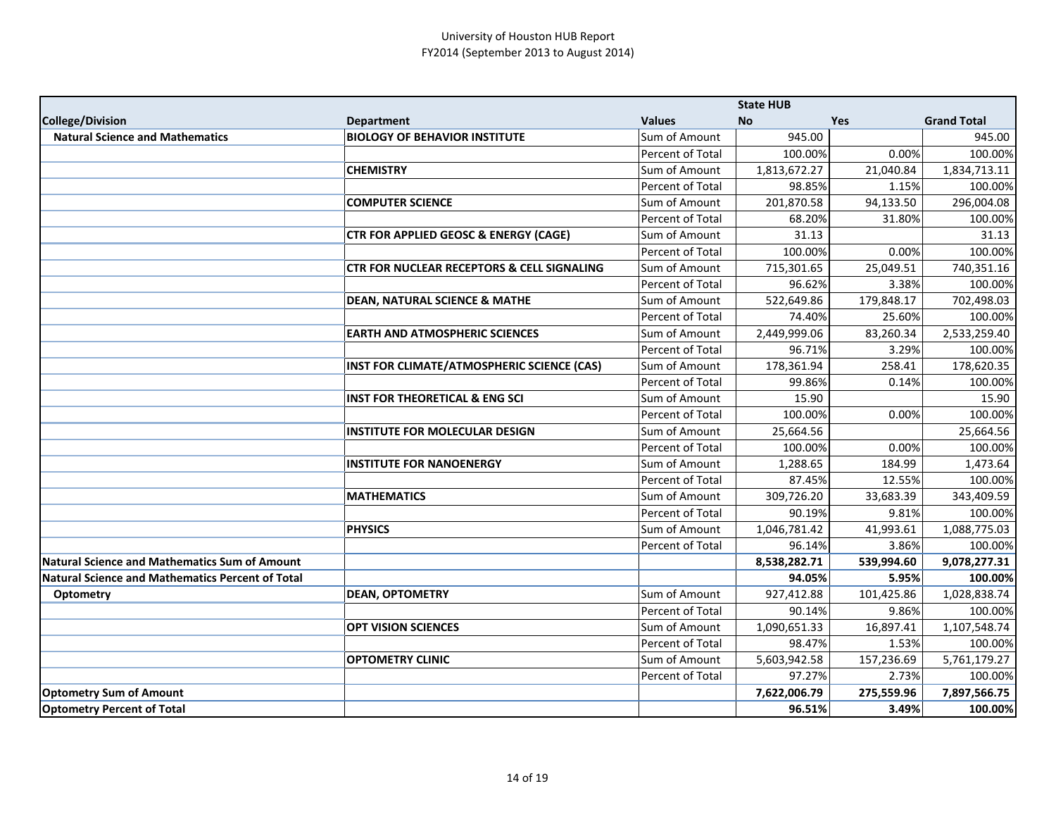University of Houston HUB Report
FY2014 (September 2013 to August 2014)

| | | | State HUB | | |
|---|---|---|---|---|---|
| **College/Division** | **Department** | **Values** | **No** | **Yes** | **Grand Total** |
| **Natural Science and Mathematics** | **BIOLOGY OF BEHAVIOR INSTITUTE** | Sum of Amount | 945.00 | | 945.00 |
| | | Percent of Total | 100.00% | 0.00% | 100.00% |
| | **CHEMISTRY** | Sum of Amount | 1,813,672.27 | 21,040.84 | 1,834,713.11 |
| | | Percent of Total | 98.85% | 1.15% | 100.00% |
| | **COMPUTER SCIENCE** | Sum of Amount | 201,870.58 | 94,133.50 | 296,004.08 |
| | | Percent of Total | 68.20% | 31.80% | 100.00% |
| | **CTR FOR APPLIED GEOSC & ENERGY (CAGE)** | Sum of Amount | 31.13 | | 31.13 |
| | | Percent of Total | 100.00% | 0.00% | 100.00% |
| | **CTR FOR NUCLEAR RECEPTORS & CELL SIGNALING** | Sum of Amount | 715,301.65 | 25,049.51 | 740,351.16 |
| | | Percent of Total | 96.62% | 3.38% | 100.00% |
| | **DEAN, NATURAL SCIENCE & MATHE** | Sum of Amount | 522,649.86 | 179,848.17 | 702,498.03 |
| | | Percent of Total | 74.40% | 25.60% | 100.00% |
| | **EARTH AND ATMOSPHERIC SCIENCES** | Sum of Amount | 2,449,999.06 | 83,260.34 | 2,533,259.40 |
| | | Percent of Total | 96.71% | 3.29% | 100.00% |
| | **INST FOR CLIMATE/ATMOSPHERIC SCIENCE (CAS)** | Sum of Amount | 178,361.94 | 258.41 | 178,620.35 |
| | | Percent of Total | 99.86% | 0.14% | 100.00% |
| | **INST FOR THEORETICAL & ENG SCI** | Sum of Amount | 15.90 | | 15.90 |
| | | Percent of Total | 100.00% | 0.00% | 100.00% |
| | **INSTITUTE FOR MOLECULAR DESIGN** | Sum of Amount | 25,664.56 | | 25,664.56 |
| | | Percent of Total | 100.00% | 0.00% | 100.00% |
| | **INSTITUTE FOR NANOENERGY** | Sum of Amount | 1,288.65 | 184.99 | 1,473.64 |
| | | Percent of Total | 87.45% | 12.55% | 100.00% |
| | **MATHEMATICS** | Sum of Amount | 309,726.20 | 33,683.39 | 343,409.59 |
| | | Percent of Total | 90.19% | 9.81% | 100.00% |
| | **PHYSICS** | Sum of Amount | 1,046,781.42 | 41,993.61 | 1,088,775.03 |
| | | Percent of Total | 96.14% | 3.86% | 100.00% |
| **Natural Science and Mathematics Sum of Amount** | | | **8,538,282.71** | **539,994.60** | **9,078,277.31** |
| **Natural Science and Mathematics Percent of Total** | | | **94.05%** | **5.95%** | **100.00%** |
| **Optometry** | **DEAN, OPTOMETRY** | Sum of Amount | 927,412.88 | 101,425.86 | 1,028,838.74 |
| | | Percent of Total | 90.14% | 9.86% | 100.00% |
| | **OPT VISION SCIENCES** | Sum of Amount | 1,090,651.33 | 16,897.41 | 1,107,548.74 |
| | | Percent of Total | 98.47% | 1.53% | 100.00% |
| | **OPTOMETRY CLINIC** | Sum of Amount | 5,603,942.58 | 157,236.69 | 5,761,179.27 |
| | | Percent of Total | 97.27% | 2.73% | 100.00% |
| **Optometry Sum of Amount** | | | **7,622,006.79** | **275,559.96** | **7,897,566.75** |
| **Optometry Percent of Total** | | | **96.51%** | **3.49%** | **100.00%** |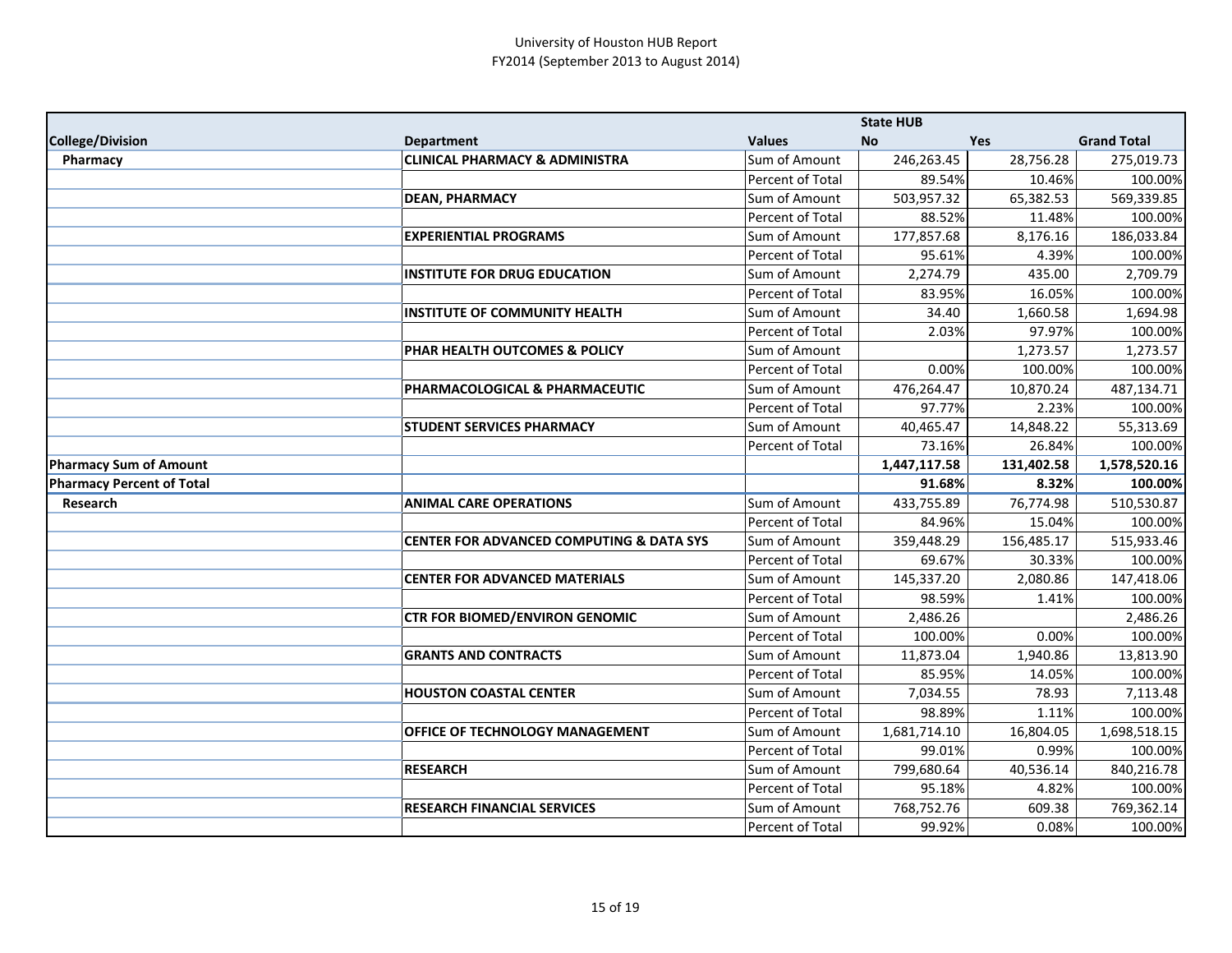University of Houston HUB Report
FY2014 (September 2013 to August 2014)

| | | | State HUB | | |
|---|---|---|---|---|---|
| **College/Division** | **Department** | **Values** | **No** | **Yes** | **Grand Total** |
| **Pharmacy** | **CLINICAL PHARMACY & ADMINISTRA** | Sum of Amount | 246,263.45 | 28,756.28 | 275,019.73 |
| | | Percent of Total | 89.54% | 10.46% | 100.00% |
| | **DEAN, PHARMACY** | Sum of Amount | 503,957.32 | 65,382.53 | 569,339.85 |
| | | Percent of Total | 88.52% | 11.48% | 100.00% |
| | **EXPERIENTIAL PROGRAMS** | Sum of Amount | 177,857.68 | 8,176.16 | 186,033.84 |
| | | Percent of Total | 95.61% | 4.39% | 100.00% |
| | **INSTITUTE FOR DRUG EDUCATION** | Sum of Amount | 2,274.79 | 435.00 | 2,709.79 |
| | | Percent of Total | 83.95% | 16.05% | 100.00% |
| | **INSTITUTE OF COMMUNITY HEALTH** | Sum of Amount | 34.40 | 1,660.58 | 1,694.98 |
| | | Percent of Total | 2.03% | 97.97% | 100.00% |
| | **PHAR HEALTH OUTCOMES & POLICY** | Sum of Amount | | 1,273.57 | 1,273.57 |
| | | Percent of Total | 0.00% | 100.00% | 100.00% |
| | **PHARMACOLOGICAL & PHARMACEUTIC** | Sum of Amount | 476,264.47 | 10,870.24 | 487,134.71 |
| | | Percent of Total | 97.77% | 2.23% | 100.00% |
| | **STUDENT SERVICES PHARMACY** | Sum of Amount | 40,465.47 | 14,848.22 | 55,313.69 |
| | | Percent of Total | 73.16% | 26.84% | 100.00% |
| **Pharmacy Sum of Amount** | | | **1,447,117.58** | **131,402.58** | **1,578,520.16** |
| **Pharmacy Percent of Total** | | | **91.68%** | **8.32%** | **100.00%** |
| **Research** | **ANIMAL CARE OPERATIONS** | Sum of Amount | 433,755.89 | 76,774.98 | 510,530.87 |
| | | Percent of Total | 84.96% | 15.04% | 100.00% |
| | **CENTER FOR ADVANCED COMPUTING & DATA SYS** | Sum of Amount | 359,448.29 | 156,485.17 | 515,933.46 |
| | | Percent of Total | 69.67% | 30.33% | 100.00% |
| | **CENTER FOR ADVANCED MATERIALS** | Sum of Amount | 145,337.20 | 2,080.86 | 147,418.06 |
| | | Percent of Total | 98.59% | 1.41% | 100.00% |
| | **CTR FOR BIOMED/ENVIRON GENOMIC** | Sum of Amount | 2,486.26 | | 2,486.26 |
| | | Percent of Total | 100.00% | 0.00% | 100.00% |
| | **GRANTS AND CONTRACTS** | Sum of Amount | 11,873.04 | 1,940.86 | 13,813.90 |
| | | Percent of Total | 85.95% | 14.05% | 100.00% |
| | **HOUSTON COASTAL CENTER** | Sum of Amount | 7,034.55 | 78.93 | 7,113.48 |
| | | Percent of Total | 98.89% | 1.11% | 100.00% |
| | **OFFICE OF TECHNOLOGY MANAGEMENT** | Sum of Amount | 1,681,714.10 | 16,804.05 | 1,698,518.15 |
| | | Percent of Total | 99.01% | 0.99% | 100.00% |
| | **RESEARCH** | Sum of Amount | 799,680.64 | 40,536.14 | 840,216.78 |
| | | Percent of Total | 95.18% | 4.82% | 100.00% |
| | **RESEARCH FINANCIAL SERVICES** | Sum of Amount | 768,752.76 | 609.38 | 769,362.14 |
| | | Percent of Total | 99.92% | 0.08% | 100.00% |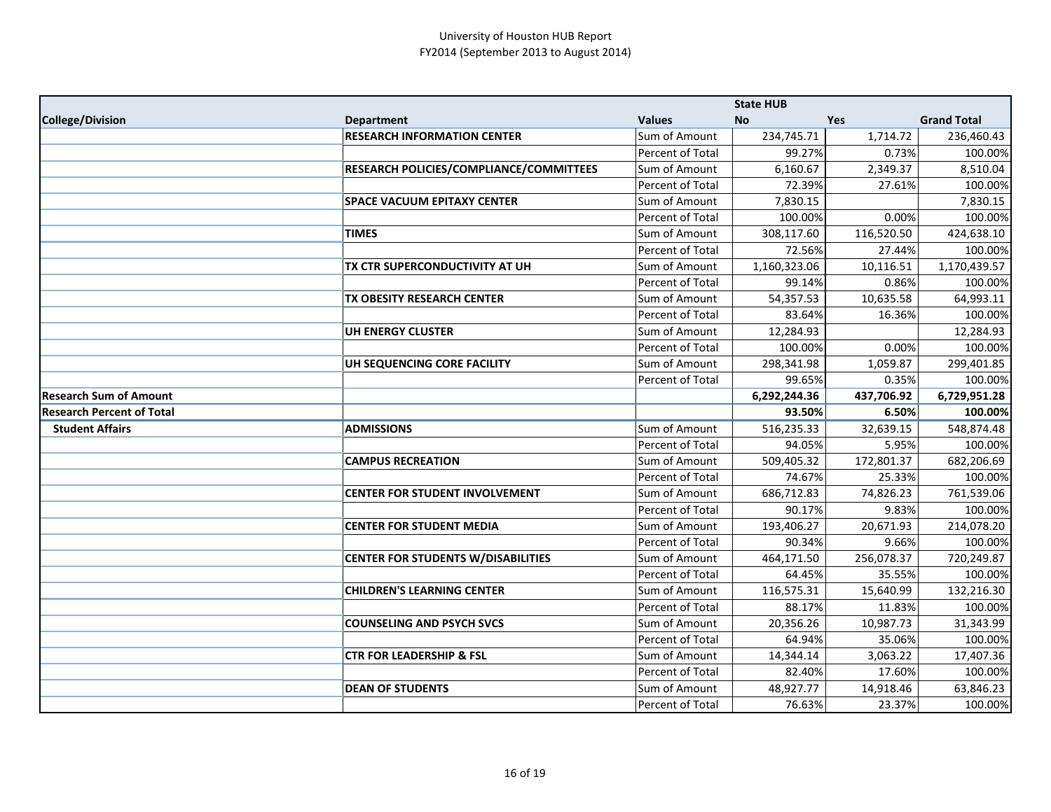# University of Houston HUB Report
## FY2014 (September 2013 to August 2014)

| | | | State HUB | | |
|---|---|---|---|---|---|
| **College/Division** | **Department** | **Values** | **No** | **Yes** | **Grand Total** |
| | **RESEARCH INFORMATION CENTER** | Sum of Amount | 234,745.71 | 1,714.72 | 236,460.43 |
| | | Percent of Total | 99.27% | 0.73% | 100.00% |
| | **RESEARCH POLICIES/COMPLIANCE/COMMITTEES** | Sum of Amount | 6,160.67 | 2,349.37 | 8,510.04 |
| | | Percent of Total | 72.39% | 27.61% | 100.00% |
| | **SPACE VACUUM EPITAXY CENTER** | Sum of Amount | 7,830.15 | | 7,830.15 |
| | | Percent of Total | 100.00% | 0.00% | 100.00% |
| | **TIMES** | Sum of Amount | 308,117.60 | 116,520.50 | 424,638.10 |
| | | Percent of Total | 72.56% | 27.44% | 100.00% |
| | **TX CTR SUPERCONDUCTIVITY AT UH** | Sum of Amount | 1,160,323.06 | 10,116.51 | 1,170,439.57 |
| | | Percent of Total | 99.14% | 0.86% | 100.00% |
| | **TX OBESITY RESEARCH CENTER** | Sum of Amount | 54,357.53 | 10,635.58 | 64,993.11 |
| | | Percent of Total | 83.64% | 16.36% | 100.00% |
| | **UH ENERGY CLUSTER** | Sum of Amount | 12,284.93 | | 12,284.93 |
| | | Percent of Total | 100.00% | 0.00% | 100.00% |
| | **UH SEQUENCING CORE FACILITY** | Sum of Amount | 298,341.98 | 1,059.87 | 299,401.85 |
| | | Percent of Total | 99.65% | 0.35% | 100.00% |
| **Research Sum of Amount** | | | **6,292,244.36** | **437,706.92** | **6,729,951.28** |
| **Research Percent of Total** | | | **93.50%** | **6.50%** | **100.00%** |
| **Student Affairs** | **ADMISSIONS** | Sum of Amount | 516,235.33 | 32,639.15 | 548,874.48 |
| | | Percent of Total | 94.05% | 5.95% | 100.00% |
| | **CAMPUS RECREATION** | Sum of Amount | 509,405.32 | 172,801.37 | 682,206.69 |
| | | Percent of Total | 74.67% | 25.33% | 100.00% |
| | **CENTER FOR STUDENT INVOLVEMENT** | Sum of Amount | 686,712.83 | 74,826.23 | 761,539.06 |
| | | Percent of Total | 90.17% | 9.83% | 100.00% |
| | **CENTER FOR STUDENT MEDIA** | Sum of Amount | 193,406.27 | 20,671.93 | 214,078.20 |
| | | Percent of Total | 90.34% | 9.66% | 100.00% |
| | **CENTER FOR STUDENTS W/DISABILITIES** | Sum of Amount | 464,171.50 | 256,078.37 | 720,249.87 |
| | | Percent of Total | 64.45% | 35.55% | 100.00% |
| | **CHILDREN'S LEARNING CENTER** | Sum of Amount | 116,575.31 | 15,640.99 | 132,216.30 |
| | | Percent of Total | 88.17% | 11.83% | 100.00% |
| | **COUNSELING AND PSYCH SVCS** | Sum of Amount | 20,356.26 | 10,987.73 | 31,343.99 |
| | | Percent of Total | 64.94% | 35.06% | 100.00% |
| | **CTR FOR LEADERSHIP & FSL** | Sum of Amount | 14,344.14 | 3,063.22 | 17,407.36 |
| | | Percent of Total | 82.40% | 17.60% | 100.00% |
| | **DEAN OF STUDENTS** | Sum of Amount | 48,927.77 | 14,918.46 | 63,846.23 |
| | | Percent of Total | 76.63% | 23.37% | 100.00% |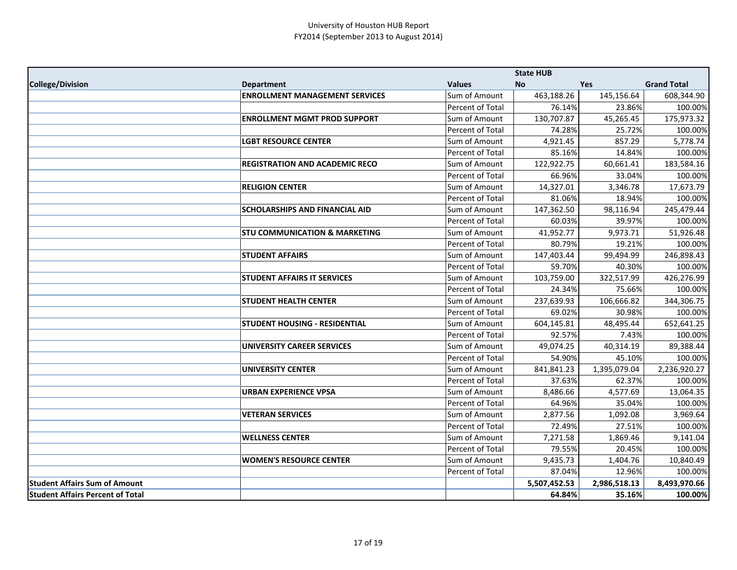University of Houston HUB Report
FY2014 (September 2013 to August 2014)

| | | | State HUB | | |
|---|---|---|---|---|---|
| **College/Division** | **Department** | **Values** | **No** | **Yes** | **Grand Total** |
| | **ENROLLMENT MANAGEMENT SERVICES** | Sum of Amount | 463,188.26 | 145,156.64 | 608,344.90 |
| | | Percent of Total | 76.14% | 23.86% | 100.00% |
| | **ENROLLMENT MGMT PROD SUPPORT** | Sum of Amount | 130,707.87 | 45,265.45 | 175,973.32 |
| | | Percent of Total | 74.28% | 25.72% | 100.00% |
| | **LGBT RESOURCE CENTER** | Sum of Amount | 4,921.45 | 857.29 | 5,778.74 |
| | | Percent of Total | 85.16% | 14.84% | 100.00% |
| | **REGISTRATION AND ACADEMIC RECO** | Sum of Amount | 122,922.75 | 60,661.41 | 183,584.16 |
| | | Percent of Total | 66.96% | 33.04% | 100.00% |
| | **RELIGION CENTER** | Sum of Amount | 14,327.01 | 3,346.78 | 17,673.79 |
| | | Percent of Total | 81.06% | 18.94% | 100.00% |
| | **SCHOLARSHIPS AND FINANCIAL AID** | Sum of Amount | 147,362.50 | 98,116.94 | 245,479.44 |
| | | Percent of Total | 60.03% | 39.97% | 100.00% |
| | **STU COMMUNICATION & MARKETING** | Sum of Amount | 41,952.77 | 9,973.71 | 51,926.48 |
| | | Percent of Total | 80.79% | 19.21% | 100.00% |
| | **STUDENT AFFAIRS** | Sum of Amount | 147,403.44 | 99,494.99 | 246,898.43 |
| | | Percent of Total | 59.70% | 40.30% | 100.00% |
| | **STUDENT AFFAIRS IT SERVICES** | Sum of Amount | 103,759.00 | 322,517.99 | 426,276.99 |
| | | Percent of Total | 24.34% | 75.66% | 100.00% |
| | **STUDENT HEALTH CENTER** | Sum of Amount | 237,639.93 | 106,666.82 | 344,306.75 |
| | | Percent of Total | 69.02% | 30.98% | 100.00% |
| | **STUDENT HOUSING - RESIDENTIAL** | Sum of Amount | 604,145.81 | 48,495.44 | 652,641.25 |
| | | Percent of Total | 92.57% | 7.43% | 100.00% |
| | **UNIVERSITY CAREER SERVICES** | Sum of Amount | 49,074.25 | 40,314.19 | 89,388.44 |
| | | Percent of Total | 54.90% | 45.10% | 100.00% |
| | **UNIVERSITY CENTER** | Sum of Amount | 841,841.23 | 1,395,079.04 | 2,236,920.27 |
| | | Percent of Total | 37.63% | 62.37% | 100.00% |
| | **URBAN EXPERIENCE VPSA** | Sum of Amount | 8,486.66 | 4,577.69 | 13,064.35 |
| | | Percent of Total | 64.96% | 35.04% | 100.00% |
| | **VETERAN SERVICES** | Sum of Amount | 2,877.56 | 1,092.08 | 3,969.64 |
| | | Percent of Total | 72.49% | 27.51% | 100.00% |
| | **WELLNESS CENTER** | Sum of Amount | 7,271.58 | 1,869.46 | 9,141.04 |
| | | Percent of Total | 79.55% | 20.45% | 100.00% |
| | **WOMEN'S RESOURCE CENTER** | Sum of Amount | 9,435.73 | 1,404.76 | 10,840.49 |
| | | Percent of Total | 87.04% | 12.96% | 100.00% |
| **Student Affairs Sum of Amount** | | | **5,507,452.53** | **2,986,518.13** | **8,493,970.66** |
| **Student Affairs Percent of Total** | | | **64.84%** | **35.16%** | **100.00%** |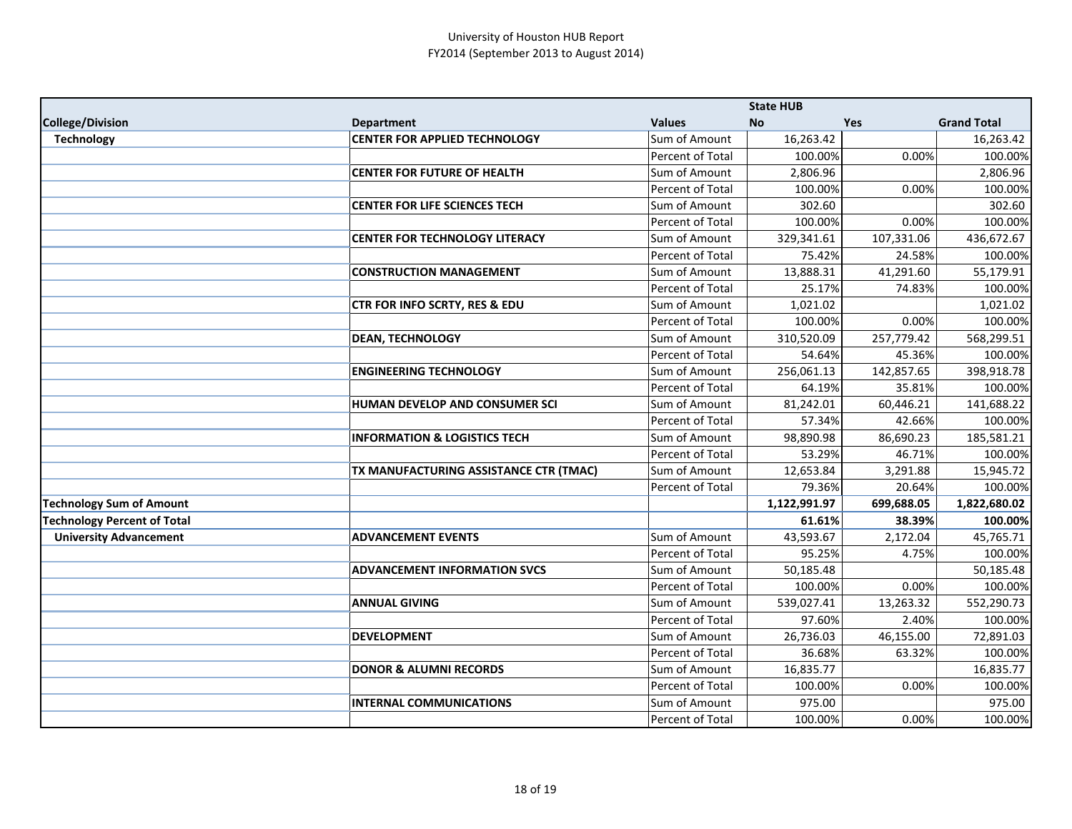University of Houston HUB Report
FY2014 (September 2013 to August 2014)

| | | | State HUB | | |
|---|---|---|---|---|---|
| **College/Division** | **Department** | **Values** | **No** | **Yes** | **Grand Total** |
| **Technology** | **CENTER FOR APPLIED TECHNOLOGY** | Sum of Amount | 16,263.42 | | 16,263.42 |
| | | Percent of Total | 100.00% | 0.00% | 100.00% |
| | **CENTER FOR FUTURE OF HEALTH** | Sum of Amount | 2,806.96 | | 2,806.96 |
| | | Percent of Total | 100.00% | 0.00% | 100.00% |
| | **CENTER FOR LIFE SCIENCES TECH** | Sum of Amount | 302.60 | | 302.60 |
| | | Percent of Total | 100.00% | 0.00% | 100.00% |
| | **CENTER FOR TECHNOLOGY LITERACY** | Sum of Amount | 329,341.61 | 107,331.06 | 436,672.67 |
| | | Percent of Total | 75.42% | 24.58% | 100.00% |
| | **CONSTRUCTION MANAGEMENT** | Sum of Amount | 13,888.31 | 41,291.60 | 55,179.91 |
| | | Percent of Total | 25.17% | 74.83% | 100.00% |
| | **CTR FOR INFO SCRTY, RES & EDU** | Sum of Amount | 1,021.02 | | 1,021.02 |
| | | Percent of Total | 100.00% | 0.00% | 100.00% |
| | **DEAN, TECHNOLOGY** | Sum of Amount | 310,520.09 | 257,779.42 | 568,299.51 |
| | | Percent of Total | 54.64% | 45.36% | 100.00% |
| | **ENGINEERING TECHNOLOGY** | Sum of Amount | 256,061.13 | 142,857.65 | 398,918.78 |
| | | Percent of Total | 64.19% | 35.81% | 100.00% |
| | **HUMAN DEVELOP AND CONSUMER SCI** | Sum of Amount | 81,242.01 | 60,446.21 | 141,688.22 |
| | | Percent of Total | 57.34% | 42.66% | 100.00% |
| | **INFORMATION & LOGISTICS TECH** | Sum of Amount | 98,890.98 | 86,690.23 | 185,581.21 |
| | | Percent of Total | 53.29% | 46.71% | 100.00% |
| | **TX MANUFACTURING ASSISTANCE CTR (TMAC)** | Sum of Amount | 12,653.84 | 3,291.88 | 15,945.72 |
| | | Percent of Total | 79.36% | 20.64% | 100.00% |
| **Technology Sum of Amount** | | | **1,122,991.97** | **699,688.05** | **1,822,680.02** |
| **Technology Percent of Total** | | | **61.61%** | **38.39%** | **100.00%** |
| **University Advancement** | **ADVANCEMENT EVENTS** | Sum of Amount | 43,593.67 | 2,172.04 | 45,765.71 |
| | | Percent of Total | 95.25% | 4.75% | 100.00% |
| | **ADVANCEMENT INFORMATION SVCS** | Sum of Amount | 50,185.48 | | 50,185.48 |
| | | Percent of Total | 100.00% | 0.00% | 100.00% |
| | **ANNUAL GIVING** | Sum of Amount | 539,027.41 | 13,263.32 | 552,290.73 |
| | | Percent of Total | 97.60% | 2.40% | 100.00% |
| | **DEVELOPMENT** | Sum of Amount | 26,736.03 | 46,155.00 | 72,891.03 |
| | | Percent of Total | 36.68% | 63.32% | 100.00% |
| | **DONOR & ALUMNI RECORDS** | Sum of Amount | 16,835.77 | | 16,835.77 |
| | | Percent of Total | 100.00% | 0.00% | 100.00% |
| | **INTERNAL COMMUNICATIONS** | Sum of Amount | 975.00 | | 975.00 |
| | | Percent of Total | 100.00% | 0.00% | 100.00% |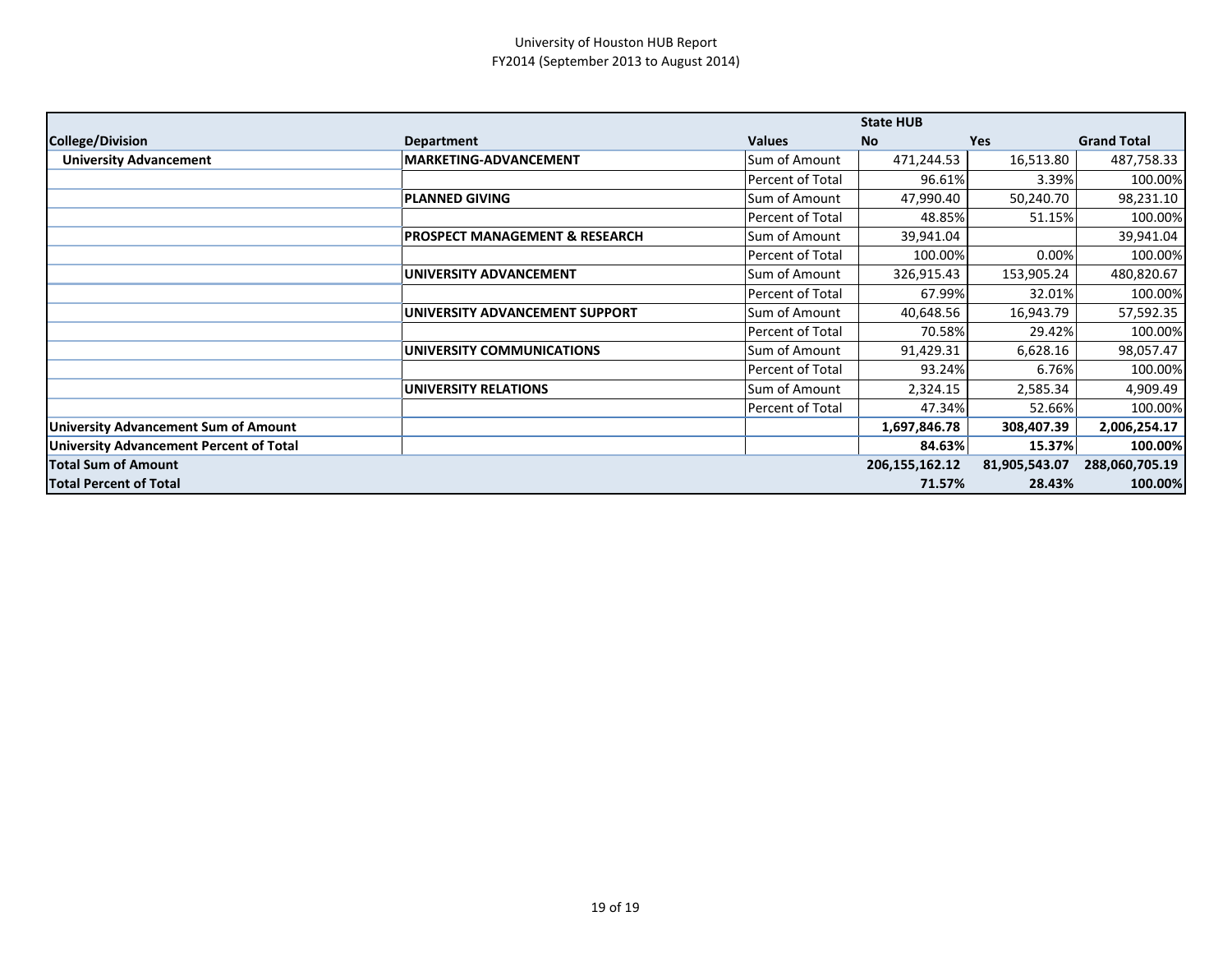University of Houston HUB Report
FY2014 (September 2013 to August 2014)

| | | | State HUB | | |
|---|---|---|---|---|---|
| **College/Division** | **Department** | **Values** | **No** | **Yes** | **Grand Total** |
| **University Advancement** | **MARKETING-ADVANCEMENT** | Sum of Amount | 471,244.53 | 16,513.80 | 487,758.33 |
| | | Percent of Total | 96.61% | 3.39% | 100.00% |
| | **PLANNED GIVING** | Sum of Amount | 47,990.40 | 50,240.70 | 98,231.10 |
| | | Percent of Total | 48.85% | 51.15% | 100.00% |
| | **PROSPECT MANAGEMENT & RESEARCH** | Sum of Amount | 39,941.04 | | 39,941.04 |
| | | Percent of Total | 100.00% | 0.00% | 100.00% |
| | **UNIVERSITY ADVANCEMENT** | Sum of Amount | 326,915.43 | 153,905.24 | 480,820.67 |
| | | Percent of Total | 67.99% | 32.01% | 100.00% |
| | **UNIVERSITY ADVANCEMENT SUPPORT** | Sum of Amount | 40,648.56 | 16,943.79 | 57,592.35 |
| | | Percent of Total | 70.58% | 29.42% | 100.00% |
| | **UNIVERSITY COMMUNICATIONS** | Sum of Amount | 91,429.31 | 6,628.16 | 98,057.47 |
| | | Percent of Total | 93.24% | 6.76% | 100.00% |
| | **UNIVERSITY RELATIONS** | Sum of Amount | 2,324.15 | 2,585.34 | 4,909.49 |
| | | Percent of Total | 47.34% | 52.66% | 100.00% |
| **University Advancement Sum of Amount** | | | **1,697,846.78** | **308,407.39** | **2,006,254.17** |
| **University Advancement Percent of Total** | | | **84.63%** | **15.37%** | **100.00%** |
| **Total Sum of Amount** | | | **206,155,162.12** | **81,905,543.07** | **288,060,705.19** |
| **Total Percent of Total** | | | **71.57%** | **28.43%** | **100.00%** |